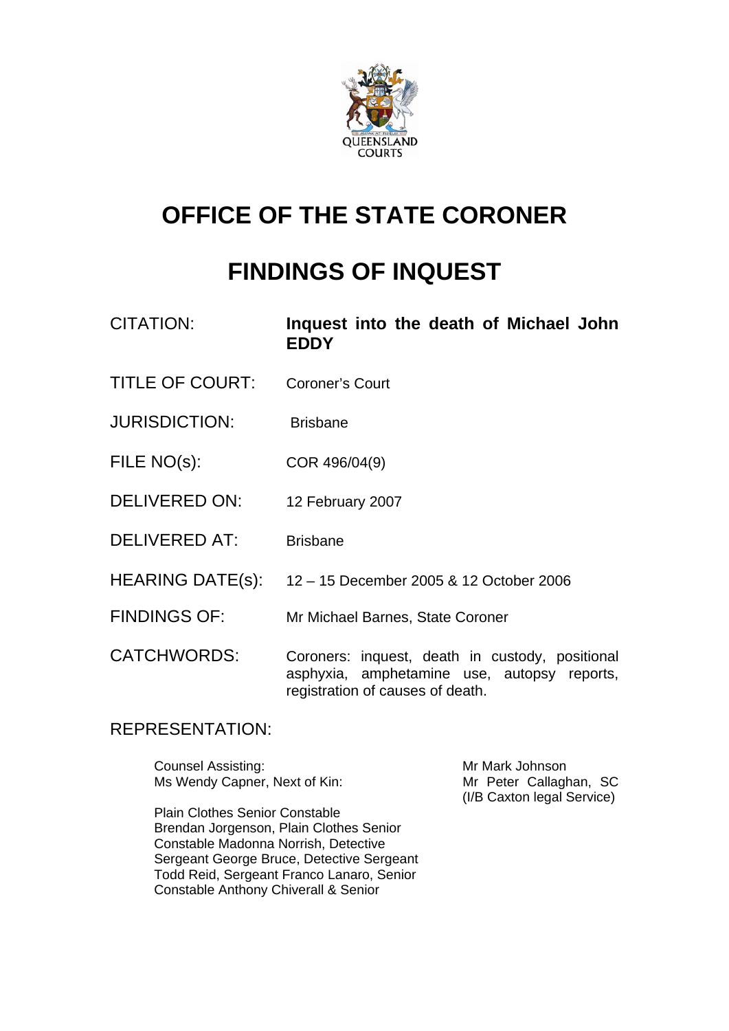# OFFICE OF THE STATE CORONER

# FINDINGS OF INQUEST

| | |
|---|---|
| CITATION: | **Inquest into the death of Michael John EDDY** |
| TITLE OF COURT: | Coroner's Court |
| JURISDICTION: | Brisbane |
| FILE NO(s): | COR 496/04(9) |
| DELIVERED ON: | 12 February 2007 |
| DELIVERED AT: | Brisbane |
| HEARING DATE(s): | 12 – 15 December 2005 & 12 October 2006 |
| FINDINGS OF: | Mr Michael Barnes, State Coroner |
| CATCHWORDS: | Coroners: inquest, death in custody, positional asphyxia, amphetamine use, autopsy reports, registration of causes of death. |

REPRESENTATION:

| | |
|---|---|
| Counsel Assisting: | Mr Mark Johnson |
| Ms Wendy Capner, Next of Kin: | Mr Peter Callaghan, SC (I/B Caxton legal Service) |

Plain Clothes Senior Constable Brendan Jorgenson, Plain Clothes Senior Constable Madonna Norrish, Detective Sergeant George Bruce, Detective Sergeant Todd Reid, Sergeant Franco Lanaro, Senior Constable Anthony Chiverall & Senior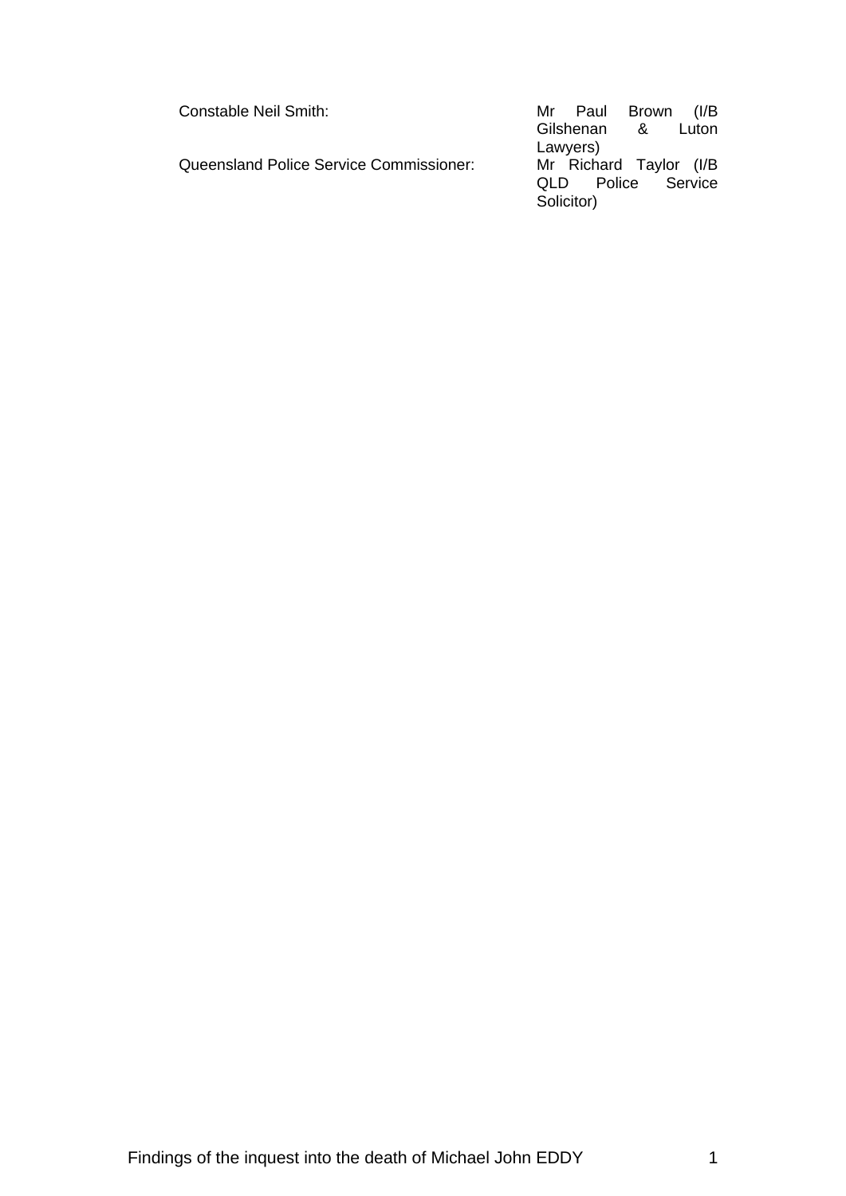| | |
|---|---|
| Constable Neil Smith: | Mr Paul Brown (I/B Gilshenan & Luton Lawyers) |
| Queensland Police Service Commissioner: | Mr Richard Taylor (I/B QLD Police Service Solicitor) |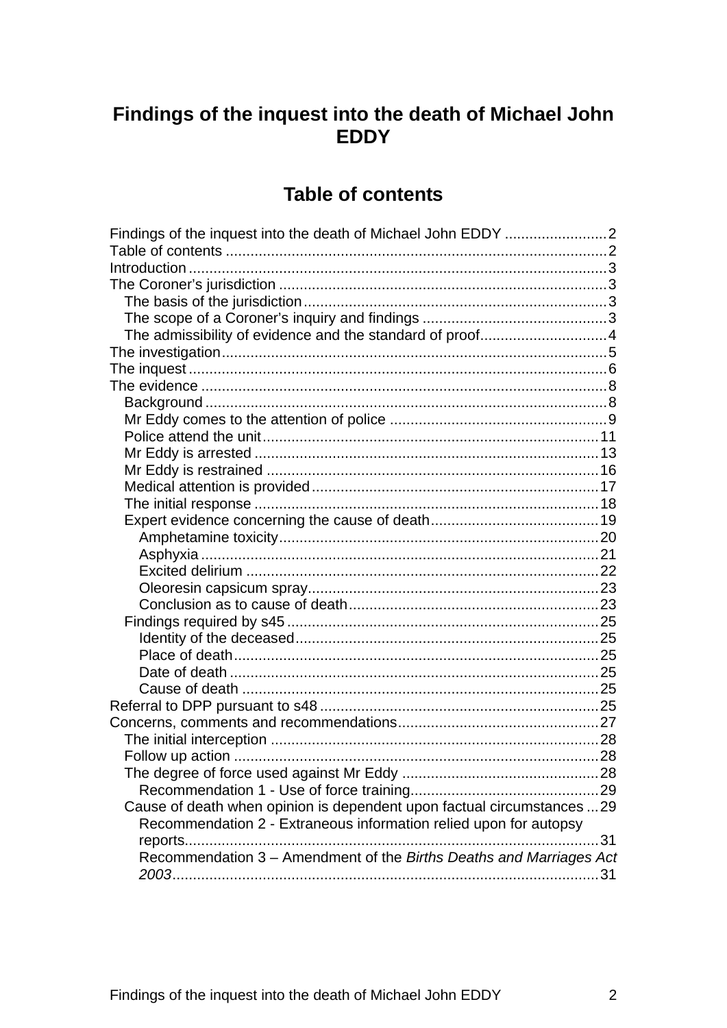# Findings of the inquest into the death of Michael John EDDY

## Table of contents

Findings of the inquest into the death of Michael John EDDY .........................2
Table of contents ............................................................................................2
Introduction ....................................................................................................3
The Coroner's jurisdiction ...............................................................................3
- The basis of the jurisdiction ..........................................................................3
- The scope of a Coroner's inquiry and findings ............................................3
- The admissibility of evidence and the standard of proof ..............................4

The investigation .............................................................................................5
The inquest .....................................................................................................6
The evidence ..................................................................................................8
- Background .................................................................................................8
- Mr Eddy comes to the attention of police ....................................................9
- Police attend the unit ..................................................................................11
- Mr Eddy is arrested ....................................................................................13
- Mr Eddy is restrained .................................................................................16
- Medical attention is provided .....................................................................17
- The initial response ....................................................................................18
- Expert evidence concerning the cause of death .........................................19
  - Amphetamine toxicity .............................................................................20
  - Asphyxia .................................................................................................21
  - Excited delirium ......................................................................................22
  - Oleoresin capsicum spray .......................................................................23
  - Conclusion as to cause of death .............................................................23
- Findings required by s45 ............................................................................25
  - Identity of the deceased ..........................................................................25
  - Place of death .........................................................................................25
  - Date of death ..........................................................................................25
  - Cause of death ........................................................................................25

Referral to DPP pursuant to s48 ....................................................................25
Concerns, comments and recommendations .................................................27
- The initial interception ...............................................................................28
- Follow up action ........................................................................................28
- The degree of force used against Mr Eddy ................................................28
  - Recommendation 1 - Use of force training ..............................................29
- Cause of death when opinion is dependent upon factual circumstances ...29
  - Recommendation 2 - Extraneous information relied upon for autopsy reports .....................................................................................................31
  - Recommendation 3 – Amendment of the *Births Deaths and Marriages Act 2003* .......................................................................................................31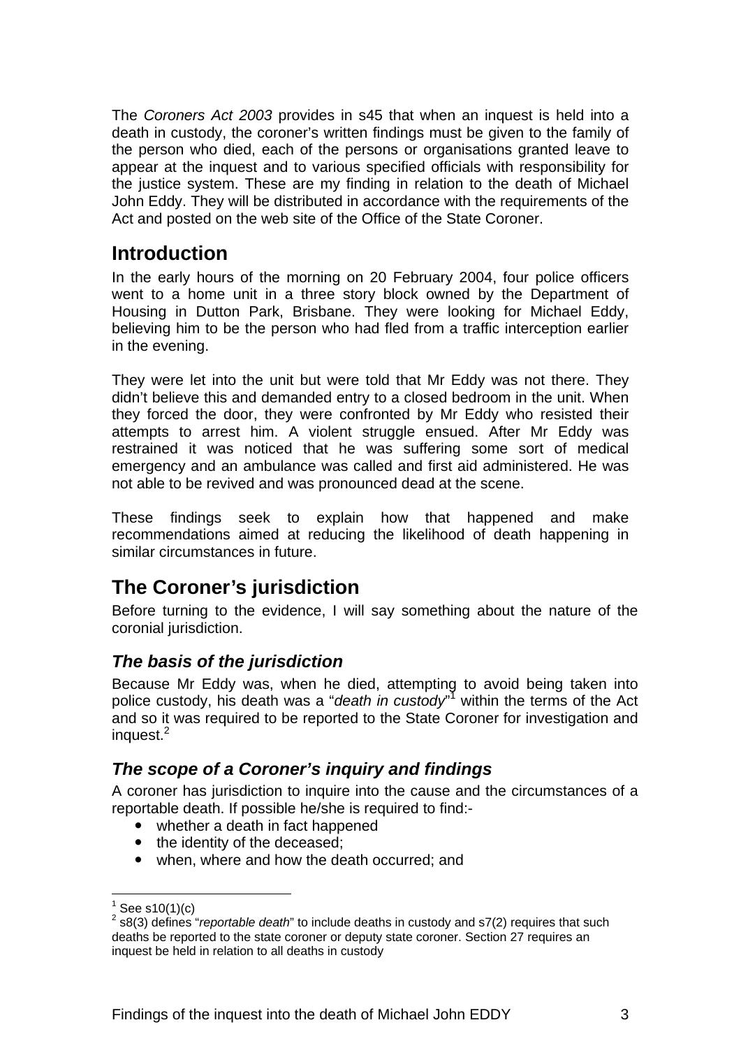The *Coroners Act 2003* provides in s45 that when an inquest is held into a death in custody, the coroner's written findings must be given to the family of the person who died, each of the persons or organisations granted leave to appear at the inquest and to various specified officials with responsibility for the justice system. These are my finding in relation to the death of Michael John Eddy. They will be distributed in accordance with the requirements of the Act and posted on the web site of the Office of the State Coroner.

## Introduction

In the early hours of the morning on 20 February 2004, four police officers went to a home unit in a three story block owned by the Department of Housing in Dutton Park, Brisbane. They were looking for Michael Eddy, believing him to be the person who had fled from a traffic interception earlier in the evening.

They were let into the unit but were told that Mr Eddy was not there. They didn't believe this and demanded entry to a closed bedroom in the unit. When they forced the door, they were confronted by Mr Eddy who resisted their attempts to arrest him. A violent struggle ensued. After Mr Eddy was restrained it was noticed that he was suffering some sort of medical emergency and an ambulance was called and first aid administered. He was not able to be revived and was pronounced dead at the scene.

These findings seek to explain how that happened and make recommendations aimed at reducing the likelihood of death happening in similar circumstances in future.

## The Coroner's jurisdiction

Before turning to the evidence, I will say something about the nature of the coronial jurisdiction.

### *The basis of the jurisdiction*

Because Mr Eddy was, when he died, attempting to avoid being taken into police custody, his death was a "*death in custody*"[1] within the terms of the Act and so it was required to be reported to the State Coroner for investigation and inquest.[2]

### *The scope of a Coroner's inquiry and findings*

A coroner has jurisdiction to inquire into the cause and the circumstances of a reportable death. If possible he/she is required to find:-

- whether a death in fact happened
- the identity of the deceased;
- when, where and how the death occurred; and

[1] See s10(1)(c)

[2] s8(3) defines "*reportable death*" to include deaths in custody and s7(2) requires that such deaths be reported to the state coroner or deputy state coroner. Section 27 requires an inquest be held in relation to all deaths in custody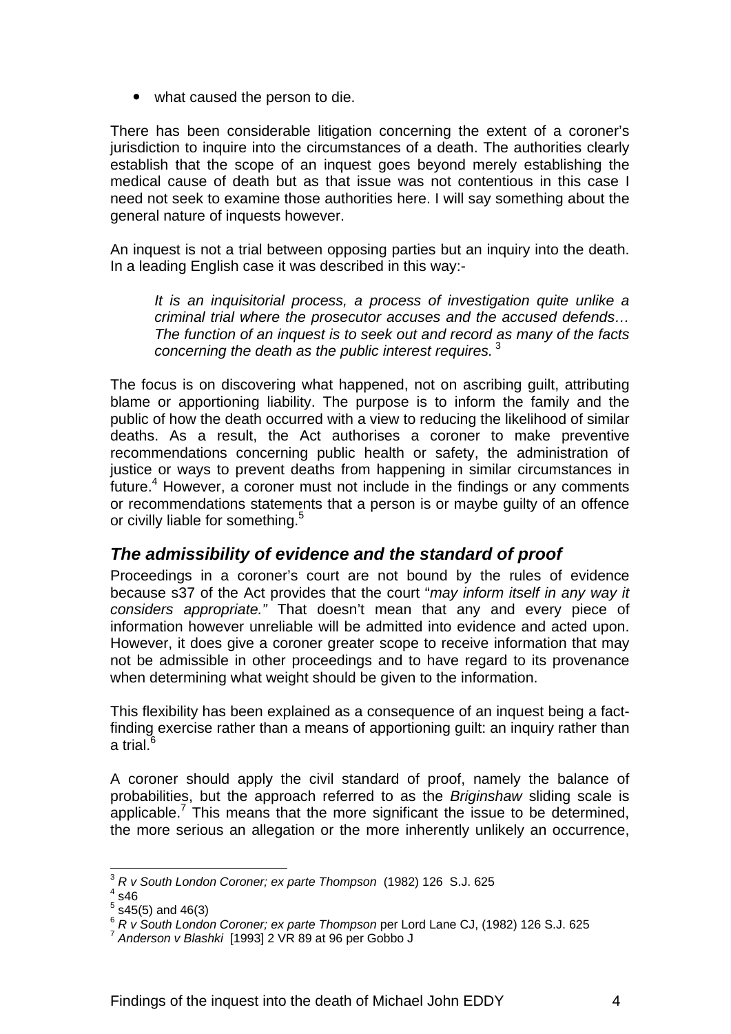- what caused the person to die.

There has been considerable litigation concerning the extent of a coroner's jurisdiction to inquire into the circumstances of a death. The authorities clearly establish that the scope of an inquest goes beyond merely establishing the medical cause of death but as that issue was not contentious in this case I need not seek to examine those authorities here. I will say something about the general nature of inquests however.

An inquest is not a trial between opposing parties but an inquiry into the death. In a leading English case it was described in this way:-

> *It is an inquisitorial process, a process of investigation quite unlike a criminal trial where the prosecutor accuses and the accused defends… The function of an inquest is to seek out and record as many of the facts concerning the death as the public interest requires.* [3]

The focus is on discovering what happened, not on ascribing guilt, attributing blame or apportioning liability. The purpose is to inform the family and the public of how the death occurred with a view to reducing the likelihood of similar deaths. As a result, the Act authorises a coroner to make preventive recommendations concerning public health or safety, the administration of justice or ways to prevent deaths from happening in similar circumstances in future.[4] However, a coroner must not include in the findings or any comments or recommendations statements that a person is or maybe guilty of an offence or civilly liable for something.[5]

## *The admissibility of evidence and the standard of proof*

Proceedings in a coroner's court are not bound by the rules of evidence because s37 of the Act provides that the court "*may inform itself in any way it considers appropriate."* That doesn't mean that any and every piece of information however unreliable will be admitted into evidence and acted upon. However, it does give a coroner greater scope to receive information that may not be admissible in other proceedings and to have regard to its provenance when determining what weight should be given to the information.

This flexibility has been explained as a consequence of an inquest being a fact-finding exercise rather than a means of apportioning guilt: an inquiry rather than a trial.[6]

A coroner should apply the civil standard of proof, namely the balance of probabilities, but the approach referred to as the *Briginshaw* sliding scale is applicable.[7] This means that the more significant the issue to be determined, the more serious an allegation or the more inherently unlikely an occurrence,

---

[3] *R v South London Coroner; ex parte Thompson* (1982) 126 S.J. 625

[4] s46

[5] s45(5) and 46(3)

[6] *R v South London Coroner; ex parte Thompson* per Lord Lane CJ, (1982) 126 S.J. 625

[7] *Anderson v Blashki* [1993] 2 VR 89 at 96 per Gobbo J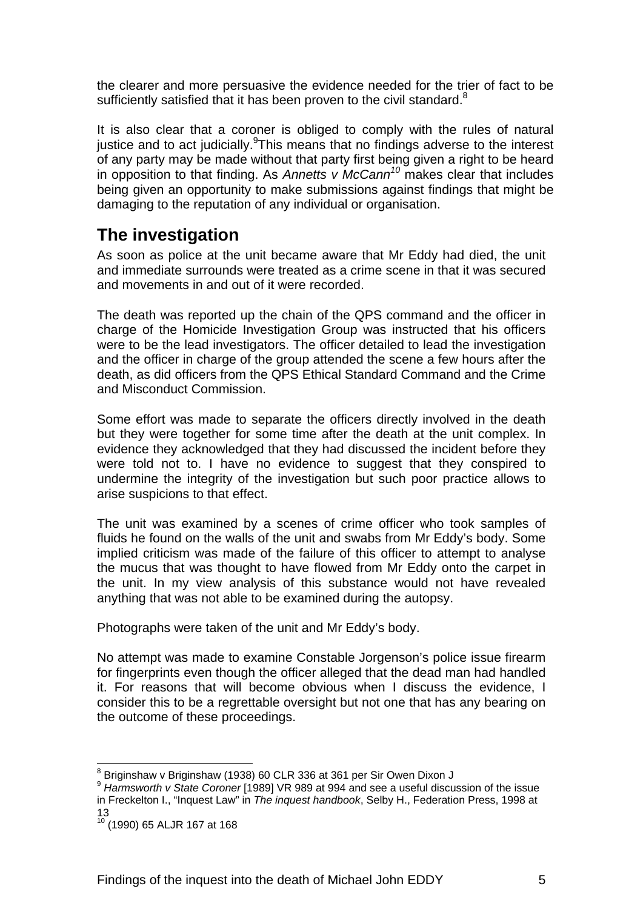the clearer and more persuasive the evidence needed for the trier of fact to be sufficiently satisfied that it has been proven to the civil standard.[8]

It is also clear that a coroner is obliged to comply with the rules of natural justice and to act judicially.[9]This means that no findings adverse to the interest of any party may be made without that party first being given a right to be heard in opposition to that finding. As *Annetts v McCann*[10] makes clear that includes being given an opportunity to make submissions against findings that might be damaging to the reputation of any individual or organisation.

## The investigation

As soon as police at the unit became aware that Mr Eddy had died, the unit and immediate surrounds were treated as a crime scene in that it was secured and movements in and out of it were recorded.

The death was reported up the chain of the QPS command and the officer in charge of the Homicide Investigation Group was instructed that his officers were to be the lead investigators. The officer detailed to lead the investigation and the officer in charge of the group attended the scene a few hours after the death, as did officers from the QPS Ethical Standard Command and the Crime and Misconduct Commission.

Some effort was made to separate the officers directly involved in the death but they were together for some time after the death at the unit complex. In evidence they acknowledged that they had discussed the incident before they were told not to. I have no evidence to suggest that they conspired to undermine the integrity of the investigation but such poor practice allows to arise suspicions to that effect.

The unit was examined by a scenes of crime officer who took samples of fluids he found on the walls of the unit and swabs from Mr Eddy's body. Some implied criticism was made of the failure of this officer to attempt to analyse the mucus that was thought to have flowed from Mr Eddy onto the carpet in the unit. In my view analysis of this substance would not have revealed anything that was not able to be examined during the autopsy.

Photographs were taken of the unit and Mr Eddy's body.

No attempt was made to examine Constable Jorgenson's police issue firearm for fingerprints even though the officer alleged that the dead man had handled it. For reasons that will become obvious when I discuss the evidence, I consider this to be a regrettable oversight but not one that has any bearing on the outcome of these proceedings.

---

[8] Briginshaw v Briginshaw (1938) 60 CLR 336 at 361 per Sir Owen Dixon J

[9] *Harmsworth v State Coroner* [1989] VR 989 at 994 and see a useful discussion of the issue in Freckelton I., "Inquest Law" in *The inquest handbook*, Selby H., Federation Press, 1998 at 13

[10] (1990) 65 ALJR 167 at 168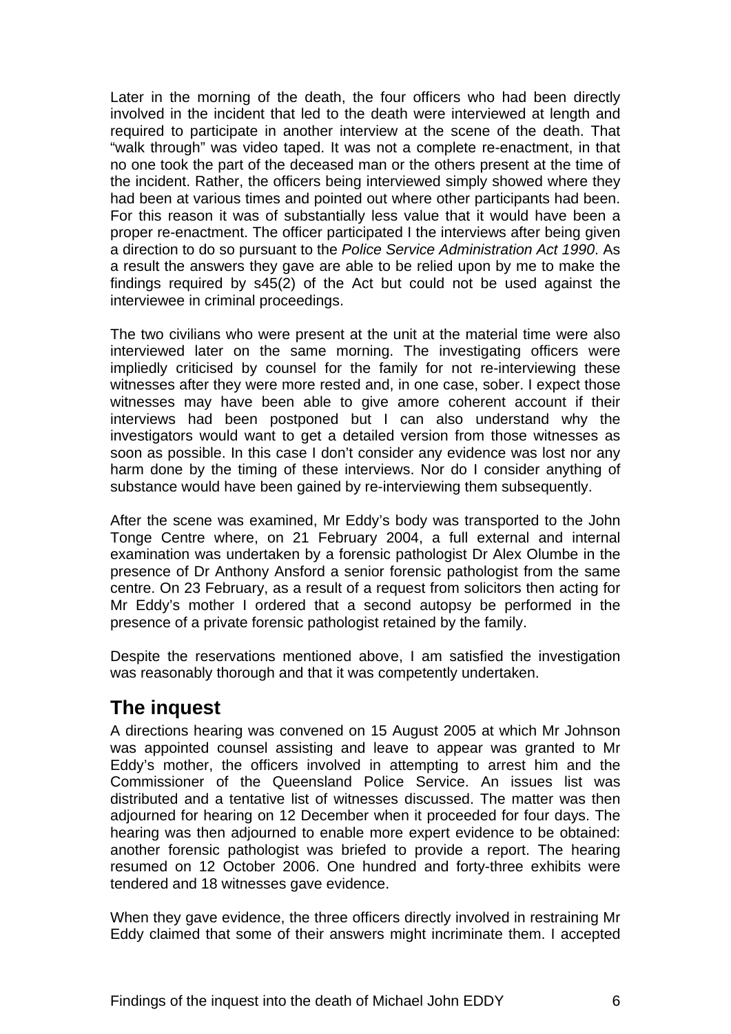Later in the morning of the death, the four officers who had been directly involved in the incident that led to the death were interviewed at length and required to participate in another interview at the scene of the death. That "walk through" was video taped. It was not a complete re-enactment, in that no one took the part of the deceased man or the others present at the time of the incident. Rather, the officers being interviewed simply showed where they had been at various times and pointed out where other participants had been. For this reason it was of substantially less value that it would have been a proper re-enactment. The officer participated I the interviews after being given a direction to do so pursuant to the *Police Service Administration Act 1990*. As a result the answers they gave are able to be relied upon by me to make the findings required by s45(2) of the Act but could not be used against the interviewee in criminal proceedings.

The two civilians who were present at the unit at the material time were also interviewed later on the same morning. The investigating officers were impliedly criticised by counsel for the family for not re-interviewing these witnesses after they were more rested and, in one case, sober. I expect those witnesses may have been able to give amore coherent account if their interviews had been postponed but I can also understand why the investigators would want to get a detailed version from those witnesses as soon as possible. In this case I don't consider any evidence was lost nor any harm done by the timing of these interviews. Nor do I consider anything of substance would have been gained by re-interviewing them subsequently.

After the scene was examined, Mr Eddy's body was transported to the John Tonge Centre where, on 21 February 2004, a full external and internal examination was undertaken by a forensic pathologist Dr Alex Olumbe in the presence of Dr Anthony Ansford a senior forensic pathologist from the same centre. On 23 February, as a result of a request from solicitors then acting for Mr Eddy's mother I ordered that a second autopsy be performed in the presence of a private forensic pathologist retained by the family.

Despite the reservations mentioned above, I am satisfied the investigation was reasonably thorough and that it was competently undertaken.

## The inquest

A directions hearing was convened on 15 August 2005 at which Mr Johnson was appointed counsel assisting and leave to appear was granted to Mr Eddy's mother, the officers involved in attempting to arrest him and the Commissioner of the Queensland Police Service. An issues list was distributed and a tentative list of witnesses discussed. The matter was then adjourned for hearing on 12 December when it proceeded for four days. The hearing was then adjourned to enable more expert evidence to be obtained: another forensic pathologist was briefed to provide a report. The hearing resumed on 12 October 2006. One hundred and forty-three exhibits were tendered and 18 witnesses gave evidence.

When they gave evidence, the three officers directly involved in restraining Mr Eddy claimed that some of their answers might incriminate them. I accepted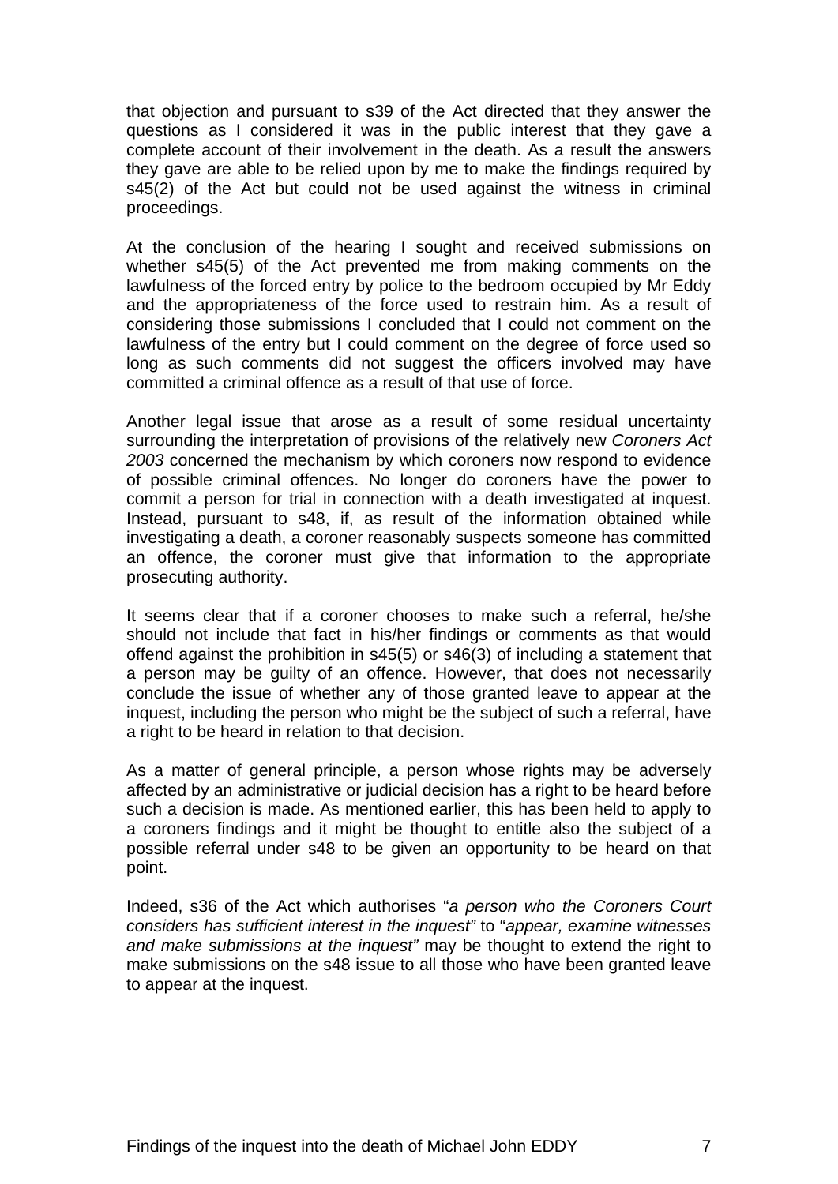that objection and pursuant to s39 of the Act directed that they answer the questions as I considered it was in the public interest that they gave a complete account of their involvement in the death. As a result the answers they gave are able to be relied upon by me to make the findings required by s45(2) of the Act but could not be used against the witness in criminal proceedings.

At the conclusion of the hearing I sought and received submissions on whether s45(5) of the Act prevented me from making comments on the lawfulness of the forced entry by police to the bedroom occupied by Mr Eddy and the appropriateness of the force used to restrain him. As a result of considering those submissions I concluded that I could not comment on the lawfulness of the entry but I could comment on the degree of force used so long as such comments did not suggest the officers involved may have committed a criminal offence as a result of that use of force.

Another legal issue that arose as a result of some residual uncertainty surrounding the interpretation of provisions of the relatively new *Coroners Act 2003* concerned the mechanism by which coroners now respond to evidence of possible criminal offences. No longer do coroners have the power to commit a person for trial in connection with a death investigated at inquest. Instead, pursuant to s48, if, as result of the information obtained while investigating a death, a coroner reasonably suspects someone has committed an offence, the coroner must give that information to the appropriate prosecuting authority.

It seems clear that if a coroner chooses to make such a referral, he/she should not include that fact in his/her findings or comments as that would offend against the prohibition in s45(5) or s46(3) of including a statement that a person may be guilty of an offence. However, that does not necessarily conclude the issue of whether any of those granted leave to appear at the inquest, including the person who might be the subject of such a referral, have a right to be heard in relation to that decision.

As a matter of general principle, a person whose rights may be adversely affected by an administrative or judicial decision has a right to be heard before such a decision is made. As mentioned earlier, this has been held to apply to a coroners findings and it might be thought to entitle also the subject of a possible referral under s48 to be given an opportunity to be heard on that point.

Indeed, s36 of the Act which authorises "*a person who the Coroners Court considers has sufficient interest in the inquest"* to "*appear, examine witnesses and make submissions at the inquest"* may be thought to extend the right to make submissions on the s48 issue to all those who have been granted leave to appear at the inquest.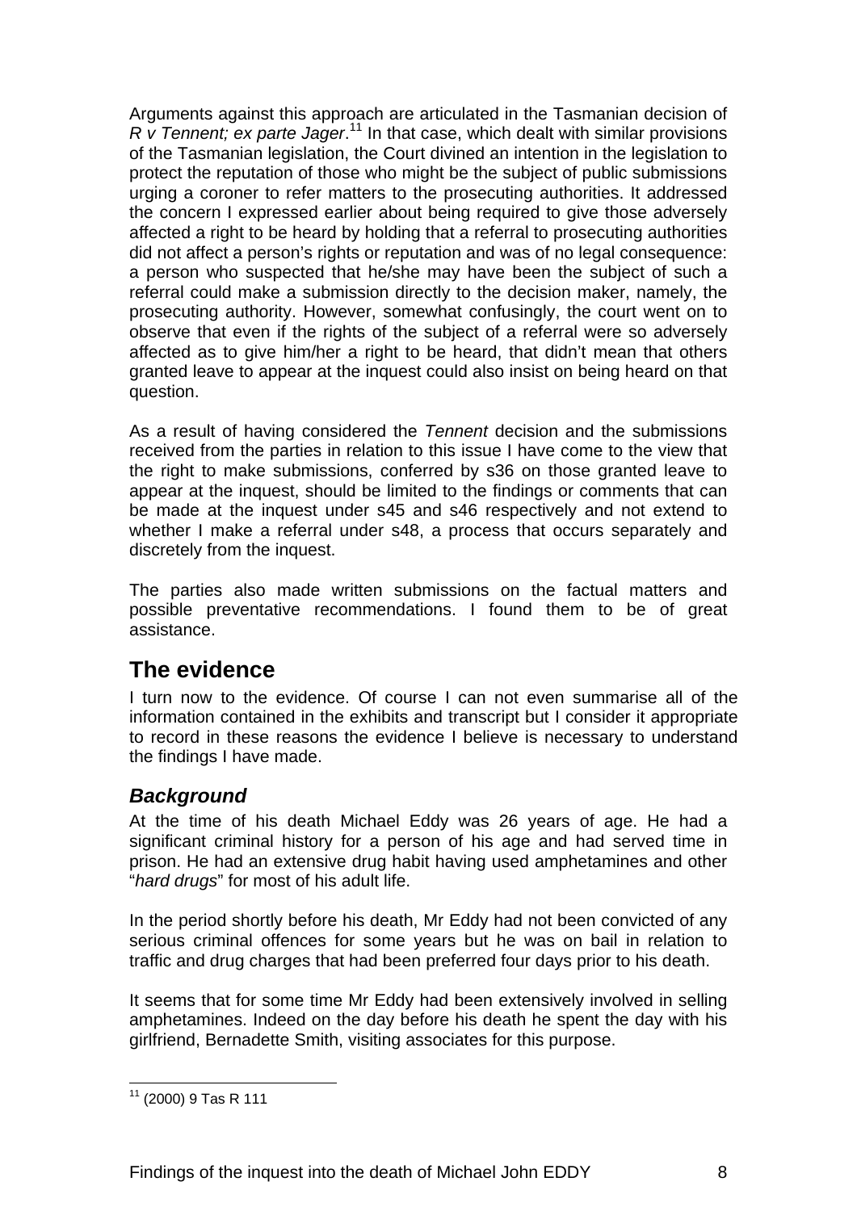Arguments against this approach are articulated in the Tasmanian decision of *R v Tennent; ex parte Jager*.[11] In that case, which dealt with similar provisions of the Tasmanian legislation, the Court divined an intention in the legislation to protect the reputation of those who might be the subject of public submissions urging a coroner to refer matters to the prosecuting authorities. It addressed the concern I expressed earlier about being required to give those adversely affected a right to be heard by holding that a referral to prosecuting authorities did not affect a person's rights or reputation and was of no legal consequence: a person who suspected that he/she may have been the subject of such a referral could make a submission directly to the decision maker, namely, the prosecuting authority. However, somewhat confusingly, the court went on to observe that even if the rights of the subject of a referral were so adversely affected as to give him/her a right to be heard, that didn't mean that others granted leave to appear at the inquest could also insist on being heard on that question.

As a result of having considered the *Tennent* decision and the submissions received from the parties in relation to this issue I have come to the view that the right to make submissions, conferred by s36 on those granted leave to appear at the inquest, should be limited to the findings or comments that can be made at the inquest under s45 and s46 respectively and not extend to whether I make a referral under s48, a process that occurs separately and discretely from the inquest.

The parties also made written submissions on the factual matters and possible preventative recommendations. I found them to be of great assistance.

## The evidence

I turn now to the evidence. Of course I can not even summarise all of the information contained in the exhibits and transcript but I consider it appropriate to record in these reasons the evidence I believe is necessary to understand the findings I have made.

### *Background*

At the time of his death Michael Eddy was 26 years of age. He had a significant criminal history for a person of his age and had served time in prison. He had an extensive drug habit having used amphetamines and other "*hard drugs*" for most of his adult life.

In the period shortly before his death, Mr Eddy had not been convicted of any serious criminal offences for some years but he was on bail in relation to traffic and drug charges that had been preferred four days prior to his death.

It seems that for some time Mr Eddy had been extensively involved in selling amphetamines. Indeed on the day before his death he spent the day with his girlfriend, Bernadette Smith, visiting associates for this purpose.

[11] (2000) 9 Tas R 111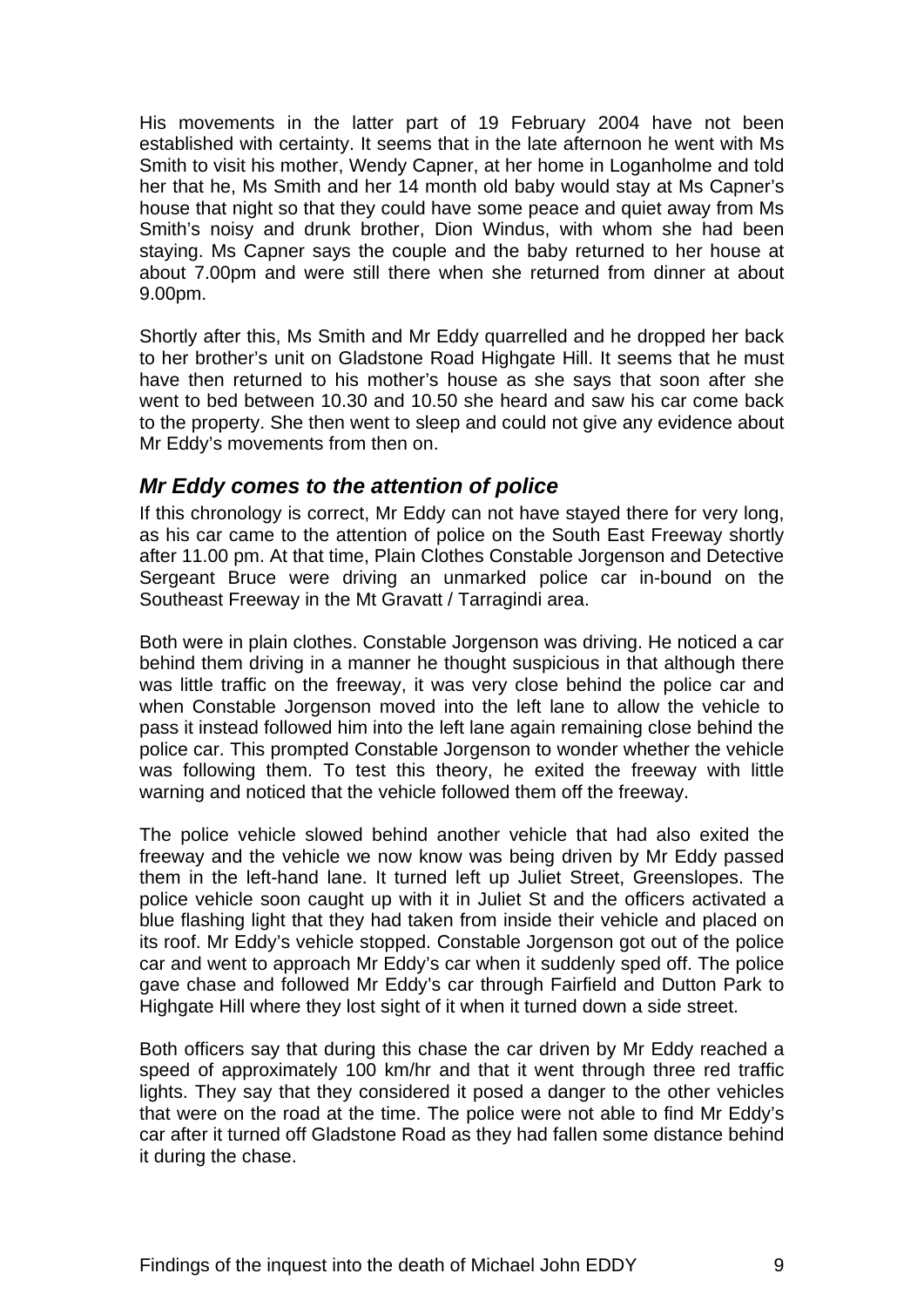His movements in the latter part of 19 February 2004 have not been established with certainty. It seems that in the late afternoon he went with Ms Smith to visit his mother, Wendy Capner, at her home in Loganholme and told her that he, Ms Smith and her 14 month old baby would stay at Ms Capner's house that night so that they could have some peace and quiet away from Ms Smith's noisy and drunk brother, Dion Windus, with whom she had been staying. Ms Capner says the couple and the baby returned to her house at about 7.00pm and were still there when she returned from dinner at about 9.00pm.

Shortly after this, Ms Smith and Mr Eddy quarrelled and he dropped her back to her brother's unit on Gladstone Road Highgate Hill. It seems that he must have then returned to his mother's house as she says that soon after she went to bed between 10.30 and 10.50 she heard and saw his car come back to the property. She then went to sleep and could not give any evidence about Mr Eddy's movements from then on.

## *Mr Eddy comes to the attention of police*

If this chronology is correct, Mr Eddy can not have stayed there for very long, as his car came to the attention of police on the South East Freeway shortly after 11.00 pm. At that time, Plain Clothes Constable Jorgenson and Detective Sergeant Bruce were driving an unmarked police car in-bound on the Southeast Freeway in the Mt Gravatt / Tarragindi area.

Both were in plain clothes. Constable Jorgenson was driving. He noticed a car behind them driving in a manner he thought suspicious in that although there was little traffic on the freeway, it was very close behind the police car and when Constable Jorgenson moved into the left lane to allow the vehicle to pass it instead followed him into the left lane again remaining close behind the police car. This prompted Constable Jorgenson to wonder whether the vehicle was following them. To test this theory, he exited the freeway with little warning and noticed that the vehicle followed them off the freeway.

The police vehicle slowed behind another vehicle that had also exited the freeway and the vehicle we now know was being driven by Mr Eddy passed them in the left-hand lane. It turned left up Juliet Street, Greenslopes. The police vehicle soon caught up with it in Juliet St and the officers activated a blue flashing light that they had taken from inside their vehicle and placed on its roof. Mr Eddy's vehicle stopped. Constable Jorgenson got out of the police car and went to approach Mr Eddy's car when it suddenly sped off. The police gave chase and followed Mr Eddy's car through Fairfield and Dutton Park to Highgate Hill where they lost sight of it when it turned down a side street.

Both officers say that during this chase the car driven by Mr Eddy reached a speed of approximately 100 km/hr and that it went through three red traffic lights. They say that they considered it posed a danger to the other vehicles that were on the road at the time. The police were not able to find Mr Eddy's car after it turned off Gladstone Road as they had fallen some distance behind it during the chase.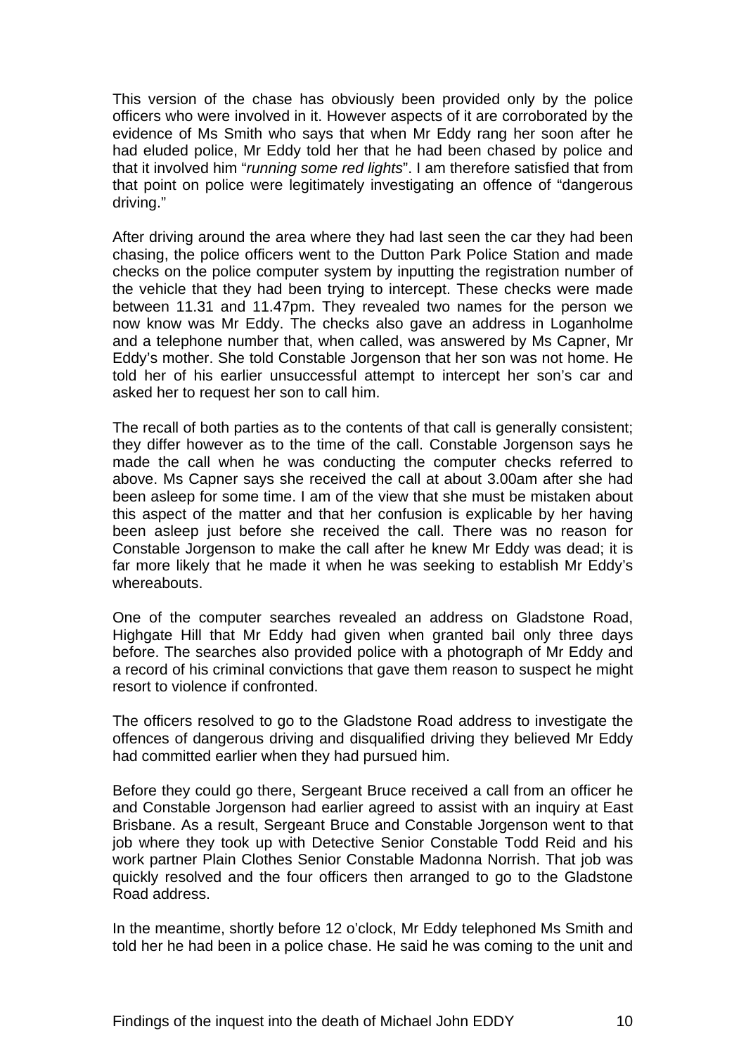This version of the chase has obviously been provided only by the police officers who were involved in it. However aspects of it are corroborated by the evidence of Ms Smith who says that when Mr Eddy rang her soon after he had eluded police, Mr Eddy told her that he had been chased by police and that it involved him "*running some red lights*". I am therefore satisfied that from that point on police were legitimately investigating an offence of "dangerous driving."

After driving around the area where they had last seen the car they had been chasing, the police officers went to the Dutton Park Police Station and made checks on the police computer system by inputting the registration number of the vehicle that they had been trying to intercept. These checks were made between 11.31 and 11.47pm. They revealed two names for the person we now know was Mr Eddy. The checks also gave an address in Loganholme and a telephone number that, when called, was answered by Ms Capner, Mr Eddy's mother. She told Constable Jorgenson that her son was not home. He told her of his earlier unsuccessful attempt to intercept her son's car and asked her to request her son to call him.

The recall of both parties as to the contents of that call is generally consistent; they differ however as to the time of the call. Constable Jorgenson says he made the call when he was conducting the computer checks referred to above. Ms Capner says she received the call at about 3.00am after she had been asleep for some time. I am of the view that she must be mistaken about this aspect of the matter and that her confusion is explicable by her having been asleep just before she received the call. There was no reason for Constable Jorgenson to make the call after he knew Mr Eddy was dead; it is far more likely that he made it when he was seeking to establish Mr Eddy's whereabouts.

One of the computer searches revealed an address on Gladstone Road, Highgate Hill that Mr Eddy had given when granted bail only three days before. The searches also provided police with a photograph of Mr Eddy and a record of his criminal convictions that gave them reason to suspect he might resort to violence if confronted.

The officers resolved to go to the Gladstone Road address to investigate the offences of dangerous driving and disqualified driving they believed Mr Eddy had committed earlier when they had pursued him.

Before they could go there, Sergeant Bruce received a call from an officer he and Constable Jorgenson had earlier agreed to assist with an inquiry at East Brisbane. As a result, Sergeant Bruce and Constable Jorgenson went to that job where they took up with Detective Senior Constable Todd Reid and his work partner Plain Clothes Senior Constable Madonna Norrish. That job was quickly resolved and the four officers then arranged to go to the Gladstone Road address.

In the meantime, shortly before 12 o'clock, Mr Eddy telephoned Ms Smith and told her he had been in a police chase. He said he was coming to the unit and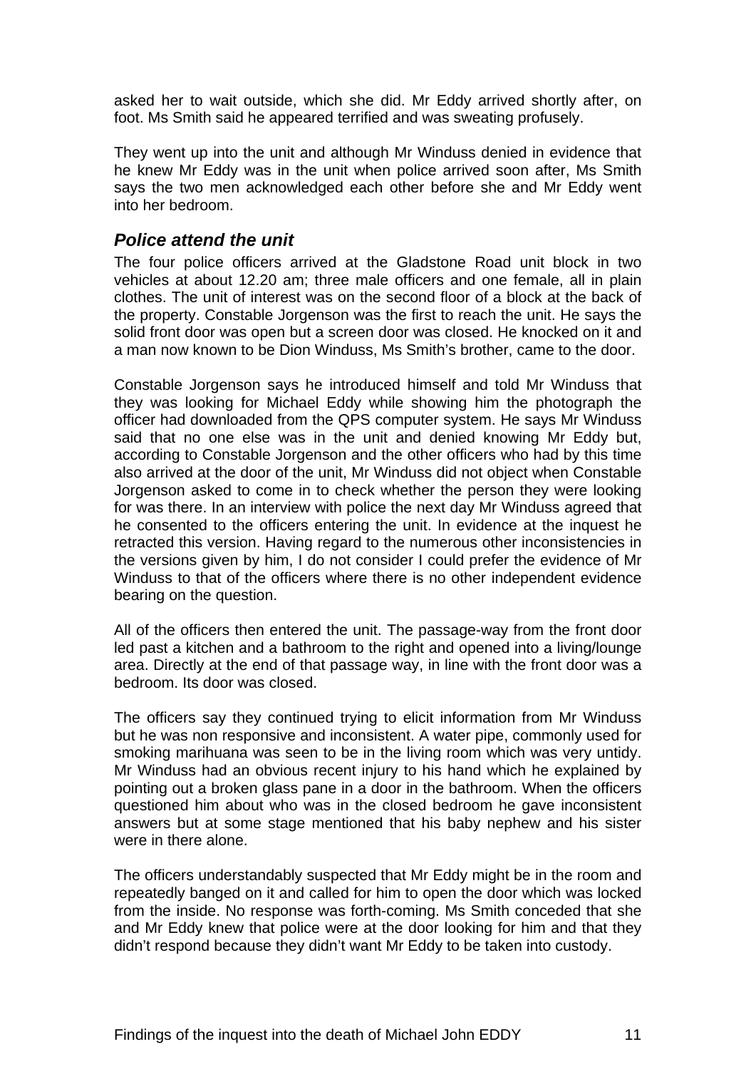asked her to wait outside, which she did. Mr Eddy arrived shortly after, on foot. Ms Smith said he appeared terrified and was sweating profusely.

They went up into the unit and although Mr Winduss denied in evidence that he knew Mr Eddy was in the unit when police arrived soon after, Ms Smith says the two men acknowledged each other before she and Mr Eddy went into her bedroom.

### *Police attend the unit*

The four police officers arrived at the Gladstone Road unit block in two vehicles at about 12.20 am; three male officers and one female, all in plain clothes. The unit of interest was on the second floor of a block at the back of the property. Constable Jorgenson was the first to reach the unit. He says the solid front door was open but a screen door was closed. He knocked on it and a man now known to be Dion Winduss, Ms Smith's brother, came to the door.

Constable Jorgenson says he introduced himself and told Mr Winduss that they was looking for Michael Eddy while showing him the photograph the officer had downloaded from the QPS computer system. He says Mr Winduss said that no one else was in the unit and denied knowing Mr Eddy but, according to Constable Jorgenson and the other officers who had by this time also arrived at the door of the unit, Mr Winduss did not object when Constable Jorgenson asked to come in to check whether the person they were looking for was there. In an interview with police the next day Mr Winduss agreed that he consented to the officers entering the unit. In evidence at the inquest he retracted this version. Having regard to the numerous other inconsistencies in the versions given by him, I do not consider I could prefer the evidence of Mr Winduss to that of the officers where there is no other independent evidence bearing on the question.

All of the officers then entered the unit. The passage-way from the front door led past a kitchen and a bathroom to the right and opened into a living/lounge area. Directly at the end of that passage way, in line with the front door was a bedroom. Its door was closed.

The officers say they continued trying to elicit information from Mr Winduss but he was non responsive and inconsistent. A water pipe, commonly used for smoking marihuana was seen to be in the living room which was very untidy. Mr Winduss had an obvious recent injury to his hand which he explained by pointing out a broken glass pane in a door in the bathroom. When the officers questioned him about who was in the closed bedroom he gave inconsistent answers but at some stage mentioned that his baby nephew and his sister were in there alone.

The officers understandably suspected that Mr Eddy might be in the room and repeatedly banged on it and called for him to open the door which was locked from the inside. No response was forth-coming. Ms Smith conceded that she and Mr Eddy knew that police were at the door looking for him and that they didn't respond because they didn't want Mr Eddy to be taken into custody.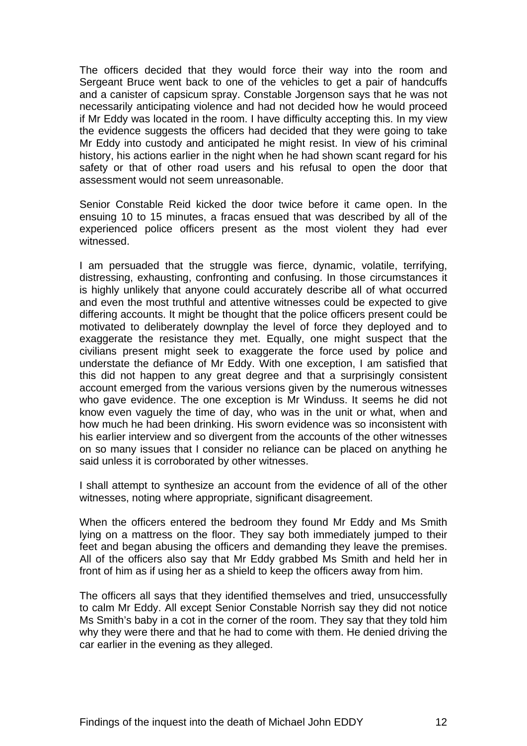The officers decided that they would force their way into the room and Sergeant Bruce went back to one of the vehicles to get a pair of handcuffs and a canister of capsicum spray. Constable Jorgenson says that he was not necessarily anticipating violence and had not decided how he would proceed if Mr Eddy was located in the room. I have difficulty accepting this. In my view the evidence suggests the officers had decided that they were going to take Mr Eddy into custody and anticipated he might resist. In view of his criminal history, his actions earlier in the night when he had shown scant regard for his safety or that of other road users and his refusal to open the door that assessment would not seem unreasonable.

Senior Constable Reid kicked the door twice before it came open. In the ensuing 10 to 15 minutes, a fracas ensued that was described by all of the experienced police officers present as the most violent they had ever witnessed.

I am persuaded that the struggle was fierce, dynamic, volatile, terrifying, distressing, exhausting, confronting and confusing. In those circumstances it is highly unlikely that anyone could accurately describe all of what occurred and even the most truthful and attentive witnesses could be expected to give differing accounts. It might be thought that the police officers present could be motivated to deliberately downplay the level of force they deployed and to exaggerate the resistance they met. Equally, one might suspect that the civilians present might seek to exaggerate the force used by police and understate the defiance of Mr Eddy. With one exception, I am satisfied that this did not happen to any great degree and that a surprisingly consistent account emerged from the various versions given by the numerous witnesses who gave evidence. The one exception is Mr Winduss. It seems he did not know even vaguely the time of day, who was in the unit or what, when and how much he had been drinking. His sworn evidence was so inconsistent with his earlier interview and so divergent from the accounts of the other witnesses on so many issues that I consider no reliance can be placed on anything he said unless it is corroborated by other witnesses.

I shall attempt to synthesize an account from the evidence of all of the other witnesses, noting where appropriate, significant disagreement.

When the officers entered the bedroom they found Mr Eddy and Ms Smith lying on a mattress on the floor. They say both immediately jumped to their feet and began abusing the officers and demanding they leave the premises. All of the officers also say that Mr Eddy grabbed Ms Smith and held her in front of him as if using her as a shield to keep the officers away from him.

The officers all says that they identified themselves and tried, unsuccessfully to calm Mr Eddy. All except Senior Constable Norrish say they did not notice Ms Smith's baby in a cot in the corner of the room. They say that they told him why they were there and that he had to come with them. He denied driving the car earlier in the evening as they alleged.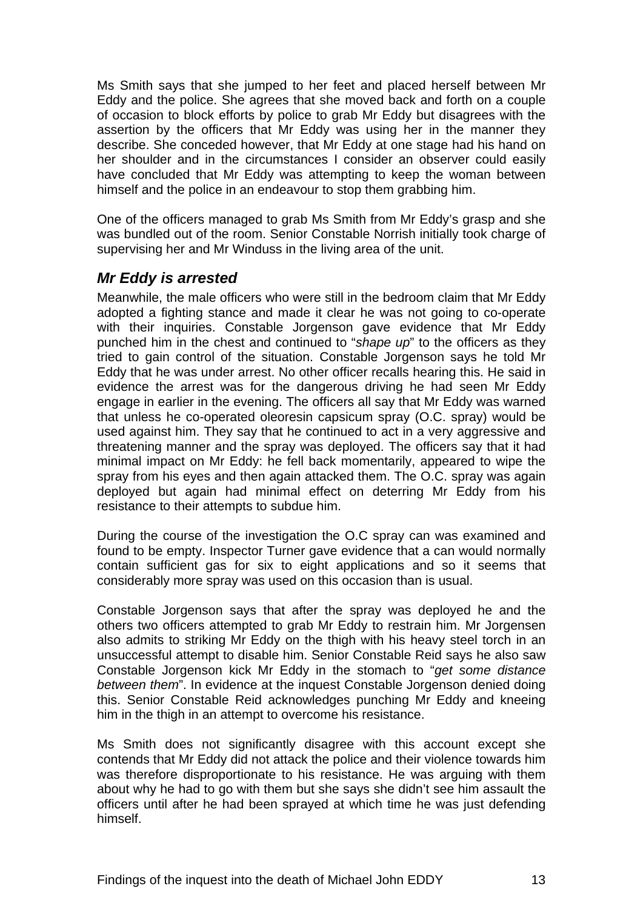Ms Smith says that she jumped to her feet and placed herself between Mr Eddy and the police. She agrees that she moved back and forth on a couple of occasion to block efforts by police to grab Mr Eddy but disagrees with the assertion by the officers that Mr Eddy was using her in the manner they describe. She conceded however, that Mr Eddy at one stage had his hand on her shoulder and in the circumstances I consider an observer could easily have concluded that Mr Eddy was attempting to keep the woman between himself and the police in an endeavour to stop them grabbing him.

One of the officers managed to grab Ms Smith from Mr Eddy's grasp and she was bundled out of the room. Senior Constable Norrish initially took charge of supervising her and Mr Winduss in the living area of the unit.

### *Mr Eddy is arrested*

Meanwhile, the male officers who were still in the bedroom claim that Mr Eddy adopted a fighting stance and made it clear he was not going to co-operate with their inquiries. Constable Jorgenson gave evidence that Mr Eddy punched him in the chest and continued to "*shape up*" to the officers as they tried to gain control of the situation. Constable Jorgenson says he told Mr Eddy that he was under arrest. No other officer recalls hearing this. He said in evidence the arrest was for the dangerous driving he had seen Mr Eddy engage in earlier in the evening. The officers all say that Mr Eddy was warned that unless he co-operated oleoresin capsicum spray (O.C. spray) would be used against him. They say that he continued to act in a very aggressive and threatening manner and the spray was deployed. The officers say that it had minimal impact on Mr Eddy: he fell back momentarily, appeared to wipe the spray from his eyes and then again attacked them. The O.C. spray was again deployed but again had minimal effect on deterring Mr Eddy from his resistance to their attempts to subdue him.

During the course of the investigation the O.C spray can was examined and found to be empty. Inspector Turner gave evidence that a can would normally contain sufficient gas for six to eight applications and so it seems that considerably more spray was used on this occasion than is usual.

Constable Jorgenson says that after the spray was deployed he and the others two officers attempted to grab Mr Eddy to restrain him. Mr Jorgensen also admits to striking Mr Eddy on the thigh with his heavy steel torch in an unsuccessful attempt to disable him. Senior Constable Reid says he also saw Constable Jorgenson kick Mr Eddy in the stomach to "*get some distance between them*". In evidence at the inquest Constable Jorgenson denied doing this. Senior Constable Reid acknowledges punching Mr Eddy and kneeing him in the thigh in an attempt to overcome his resistance.

Ms Smith does not significantly disagree with this account except she contends that Mr Eddy did not attack the police and their violence towards him was therefore disproportionate to his resistance. He was arguing with them about why he had to go with them but she says she didn't see him assault the officers until after he had been sprayed at which time he was just defending himself.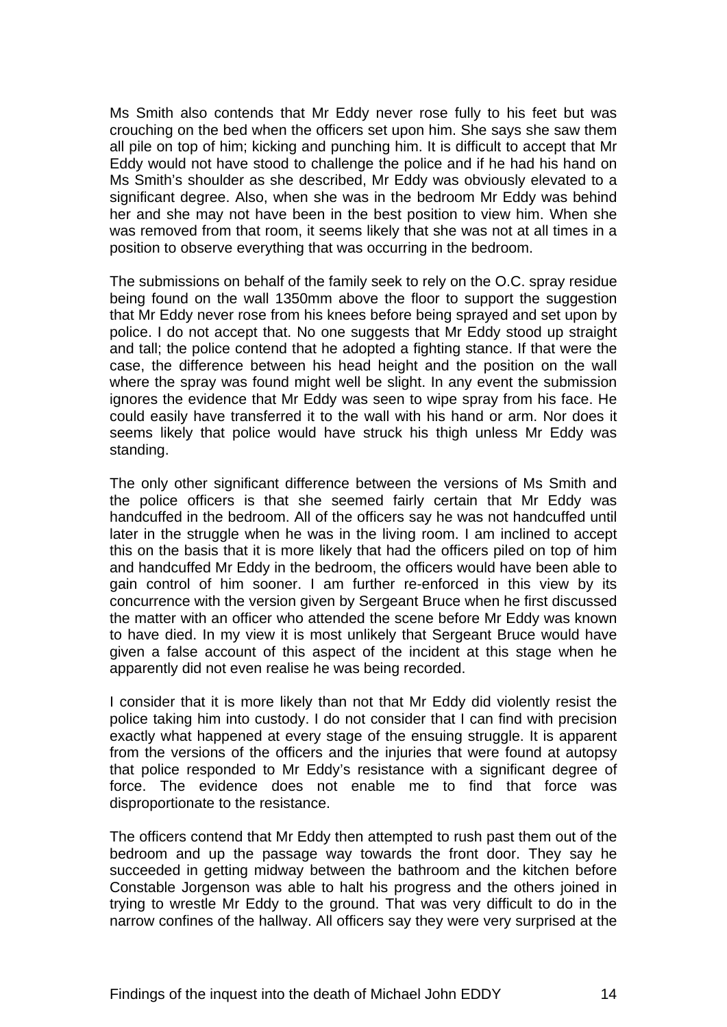Ms Smith also contends that Mr Eddy never rose fully to his feet but was crouching on the bed when the officers set upon him. She says she saw them all pile on top of him; kicking and punching him. It is difficult to accept that Mr Eddy would not have stood to challenge the police and if he had his hand on Ms Smith's shoulder as she described, Mr Eddy was obviously elevated to a significant degree. Also, when she was in the bedroom Mr Eddy was behind her and she may not have been in the best position to view him. When she was removed from that room, it seems likely that she was not at all times in a position to observe everything that was occurring in the bedroom.

The submissions on behalf of the family seek to rely on the O.C. spray residue being found on the wall 1350mm above the floor to support the suggestion that Mr Eddy never rose from his knees before being sprayed and set upon by police. I do not accept that. No one suggests that Mr Eddy stood up straight and tall; the police contend that he adopted a fighting stance. If that were the case, the difference between his head height and the position on the wall where the spray was found might well be slight. In any event the submission ignores the evidence that Mr Eddy was seen to wipe spray from his face. He could easily have transferred it to the wall with his hand or arm. Nor does it seems likely that police would have struck his thigh unless Mr Eddy was standing.

The only other significant difference between the versions of Ms Smith and the police officers is that she seemed fairly certain that Mr Eddy was handcuffed in the bedroom. All of the officers say he was not handcuffed until later in the struggle when he was in the living room. I am inclined to accept this on the basis that it is more likely that had the officers piled on top of him and handcuffed Mr Eddy in the bedroom, the officers would have been able to gain control of him sooner. I am further re-enforced in this view by its concurrence with the version given by Sergeant Bruce when he first discussed the matter with an officer who attended the scene before Mr Eddy was known to have died. In my view it is most unlikely that Sergeant Bruce would have given a false account of this aspect of the incident at this stage when he apparently did not even realise he was being recorded.

I consider that it is more likely than not that Mr Eddy did violently resist the police taking him into custody. I do not consider that I can find with precision exactly what happened at every stage of the ensuing struggle. It is apparent from the versions of the officers and the injuries that were found at autopsy that police responded to Mr Eddy's resistance with a significant degree of force. The evidence does not enable me to find that force was disproportionate to the resistance.

The officers contend that Mr Eddy then attempted to rush past them out of the bedroom and up the passage way towards the front door. They say he succeeded in getting midway between the bathroom and the kitchen before Constable Jorgenson was able to halt his progress and the others joined in trying to wrestle Mr Eddy to the ground. That was very difficult to do in the narrow confines of the hallway. All officers say they were very surprised at the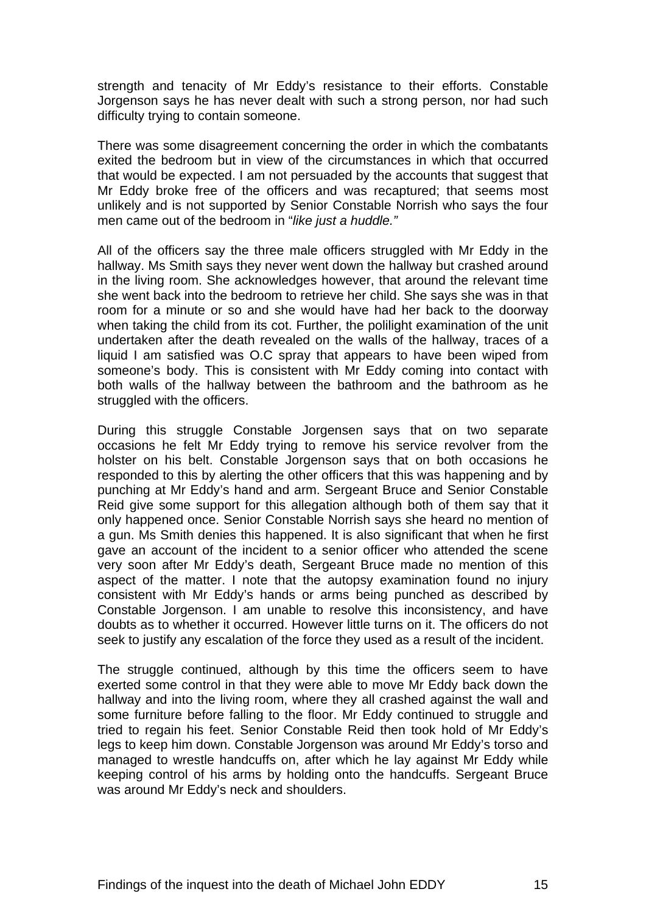strength and tenacity of Mr Eddy's resistance to their efforts. Constable Jorgenson says he has never dealt with such a strong person, nor had such difficulty trying to contain someone.

There was some disagreement concerning the order in which the combatants exited the bedroom but in view of the circumstances in which that occurred that would be expected. I am not persuaded by the accounts that suggest that Mr Eddy broke free of the officers and was recaptured; that seems most unlikely and is not supported by Senior Constable Norrish who says the four men came out of the bedroom in "*like just a huddle.*"

All of the officers say the three male officers struggled with Mr Eddy in the hallway. Ms Smith says they never went down the hallway but crashed around in the living room. She acknowledges however, that around the relevant time she went back into the bedroom to retrieve her child. She says she was in that room for a minute or so and she would have had her back to the doorway when taking the child from its cot. Further, the polilight examination of the unit undertaken after the death revealed on the walls of the hallway, traces of a liquid I am satisfied was O.C spray that appears to have been wiped from someone's body. This is consistent with Mr Eddy coming into contact with both walls of the hallway between the bathroom and the bathroom as he struggled with the officers.

During this struggle Constable Jorgensen says that on two separate occasions he felt Mr Eddy trying to remove his service revolver from the holster on his belt. Constable Jorgenson says that on both occasions he responded to this by alerting the other officers that this was happening and by punching at Mr Eddy's hand and arm. Sergeant Bruce and Senior Constable Reid give some support for this allegation although both of them say that it only happened once. Senior Constable Norrish says she heard no mention of a gun. Ms Smith denies this happened. It is also significant that when he first gave an account of the incident to a senior officer who attended the scene very soon after Mr Eddy's death, Sergeant Bruce made no mention of this aspect of the matter. I note that the autopsy examination found no injury consistent with Mr Eddy's hands or arms being punched as described by Constable Jorgenson. I am unable to resolve this inconsistency, and have doubts as to whether it occurred. However little turns on it. The officers do not seek to justify any escalation of the force they used as a result of the incident.

The struggle continued, although by this time the officers seem to have exerted some control in that they were able to move Mr Eddy back down the hallway and into the living room, where they all crashed against the wall and some furniture before falling to the floor. Mr Eddy continued to struggle and tried to regain his feet. Senior Constable Reid then took hold of Mr Eddy's legs to keep him down. Constable Jorgenson was around Mr Eddy's torso and managed to wrestle handcuffs on, after which he lay against Mr Eddy while keeping control of his arms by holding onto the handcuffs. Sergeant Bruce was around Mr Eddy's neck and shoulders.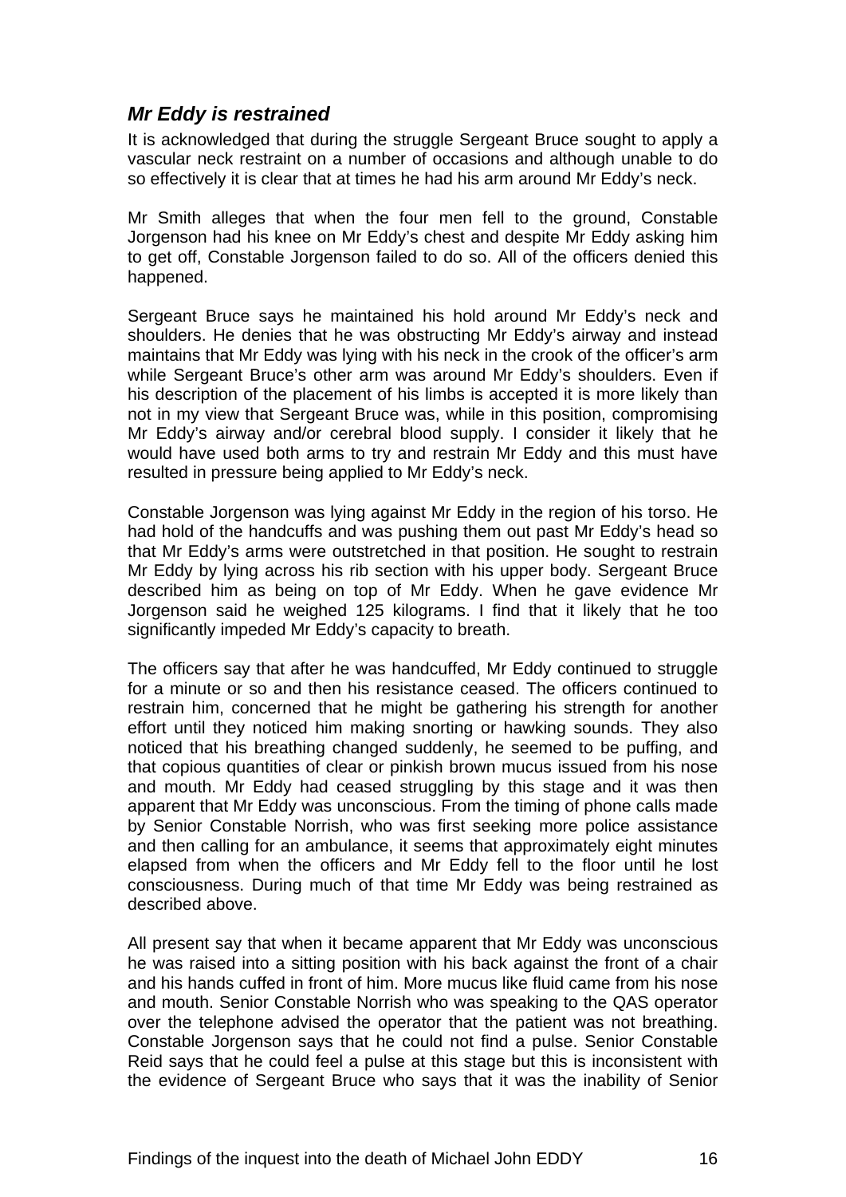### *Mr Eddy is restrained*

It is acknowledged that during the struggle Sergeant Bruce sought to apply a vascular neck restraint on a number of occasions and although unable to do so effectively it is clear that at times he had his arm around Mr Eddy's neck.

Mr Smith alleges that when the four men fell to the ground, Constable Jorgenson had his knee on Mr Eddy's chest and despite Mr Eddy asking him to get off, Constable Jorgenson failed to do so. All of the officers denied this happened.

Sergeant Bruce says he maintained his hold around Mr Eddy's neck and shoulders. He denies that he was obstructing Mr Eddy's airway and instead maintains that Mr Eddy was lying with his neck in the crook of the officer's arm while Sergeant Bruce's other arm was around Mr Eddy's shoulders. Even if his description of the placement of his limbs is accepted it is more likely than not in my view that Sergeant Bruce was, while in this position, compromising Mr Eddy's airway and/or cerebral blood supply. I consider it likely that he would have used both arms to try and restrain Mr Eddy and this must have resulted in pressure being applied to Mr Eddy's neck.

Constable Jorgenson was lying against Mr Eddy in the region of his torso. He had hold of the handcuffs and was pushing them out past Mr Eddy's head so that Mr Eddy's arms were outstretched in that position. He sought to restrain Mr Eddy by lying across his rib section with his upper body. Sergeant Bruce described him as being on top of Mr Eddy. When he gave evidence Mr Jorgenson said he weighed 125 kilograms. I find that it likely that he too significantly impeded Mr Eddy's capacity to breath.

The officers say that after he was handcuffed, Mr Eddy continued to struggle for a minute or so and then his resistance ceased. The officers continued to restrain him, concerned that he might be gathering his strength for another effort until they noticed him making snorting or hawking sounds. They also noticed that his breathing changed suddenly, he seemed to be puffing, and that copious quantities of clear or pinkish brown mucus issued from his nose and mouth. Mr Eddy had ceased struggling by this stage and it was then apparent that Mr Eddy was unconscious. From the timing of phone calls made by Senior Constable Norrish, who was first seeking more police assistance and then calling for an ambulance, it seems that approximately eight minutes elapsed from when the officers and Mr Eddy fell to the floor until he lost consciousness. During much of that time Mr Eddy was being restrained as described above.

All present say that when it became apparent that Mr Eddy was unconscious he was raised into a sitting position with his back against the front of a chair and his hands cuffed in front of him. More mucus like fluid came from his nose and mouth. Senior Constable Norrish who was speaking to the QAS operator over the telephone advised the operator that the patient was not breathing. Constable Jorgenson says that he could not find a pulse. Senior Constable Reid says that he could feel a pulse at this stage but this is inconsistent with the evidence of Sergeant Bruce who says that it was the inability of Senior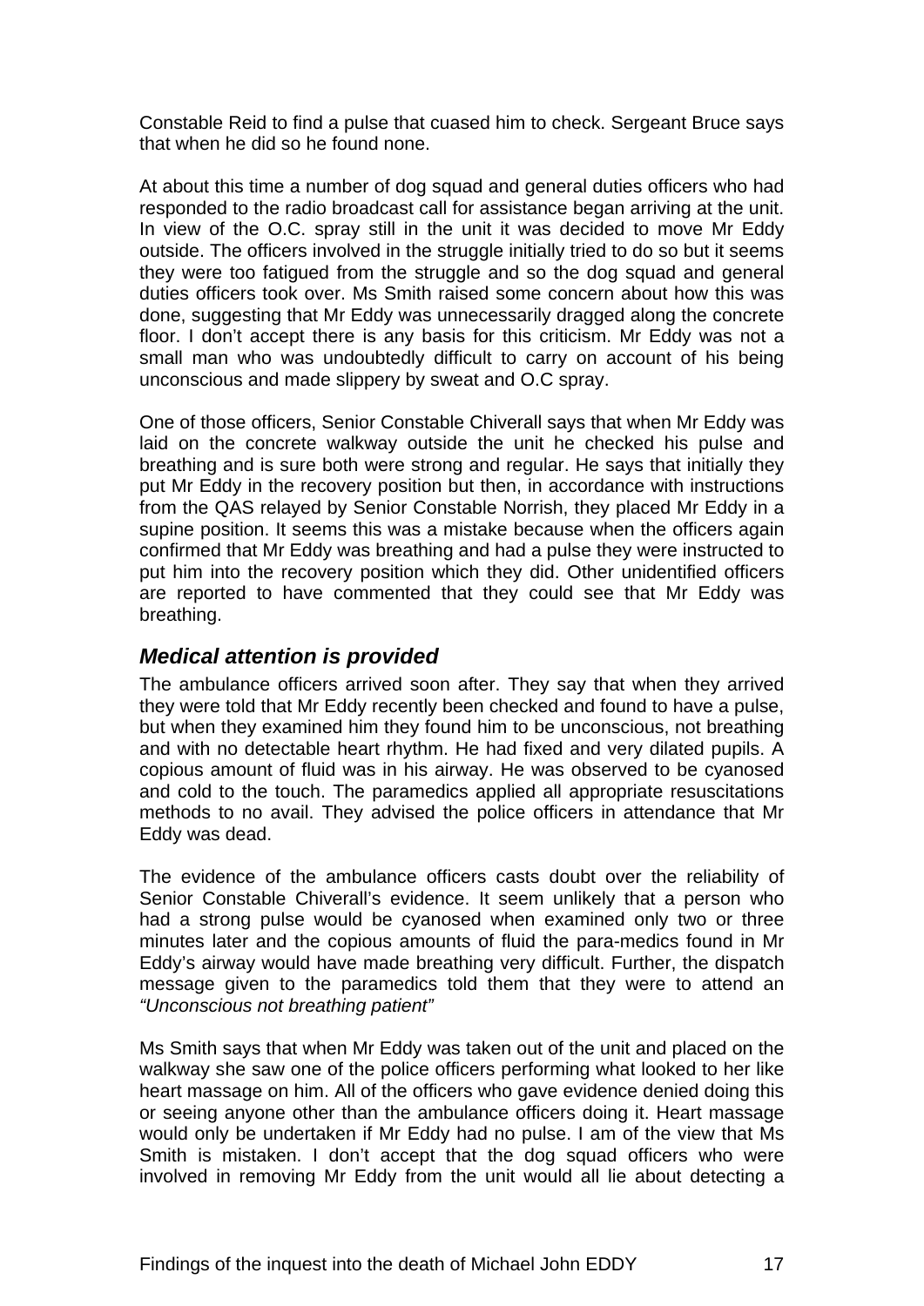Constable Reid to find a pulse that cuased him to check. Sergeant Bruce says that when he did so he found none.

At about this time a number of dog squad and general duties officers who had responded to the radio broadcast call for assistance began arriving at the unit. In view of the O.C. spray still in the unit it was decided to move Mr Eddy outside. The officers involved in the struggle initially tried to do so but it seems they were too fatigued from the struggle and so the dog squad and general duties officers took over. Ms Smith raised some concern about how this was done, suggesting that Mr Eddy was unnecessarily dragged along the concrete floor. I don't accept there is any basis for this criticism. Mr Eddy was not a small man who was undoubtedly difficult to carry on account of his being unconscious and made slippery by sweat and O.C spray.

One of those officers, Senior Constable Chiverall says that when Mr Eddy was laid on the concrete walkway outside the unit he checked his pulse and breathing and is sure both were strong and regular. He says that initially they put Mr Eddy in the recovery position but then, in accordance with instructions from the QAS relayed by Senior Constable Norrish, they placed Mr Eddy in a supine position. It seems this was a mistake because when the officers again confirmed that Mr Eddy was breathing and had a pulse they were instructed to put him into the recovery position which they did. Other unidentified officers are reported to have commented that they could see that Mr Eddy was breathing.

## *Medical attention is provided*

The ambulance officers arrived soon after. They say that when they arrived they were told that Mr Eddy recently been checked and found to have a pulse, but when they examined him they found him to be unconscious, not breathing and with no detectable heart rhythm. He had fixed and very dilated pupils. A copious amount of fluid was in his airway. He was observed to be cyanosed and cold to the touch. The paramedics applied all appropriate resuscitations methods to no avail. They advised the police officers in attendance that Mr Eddy was dead.

The evidence of the ambulance officers casts doubt over the reliability of Senior Constable Chiverall's evidence. It seem unlikely that a person who had a strong pulse would be cyanosed when examined only two or three minutes later and the copious amounts of fluid the para-medics found in Mr Eddy's airway would have made breathing very difficult. Further, the dispatch message given to the paramedics told them that they were to attend an *"Unconscious not breathing patient"*

Ms Smith says that when Mr Eddy was taken out of the unit and placed on the walkway she saw one of the police officers performing what looked to her like heart massage on him. All of the officers who gave evidence denied doing this or seeing anyone other than the ambulance officers doing it. Heart massage would only be undertaken if Mr Eddy had no pulse. I am of the view that Ms Smith is mistaken. I don't accept that the dog squad officers who were involved in removing Mr Eddy from the unit would all lie about detecting a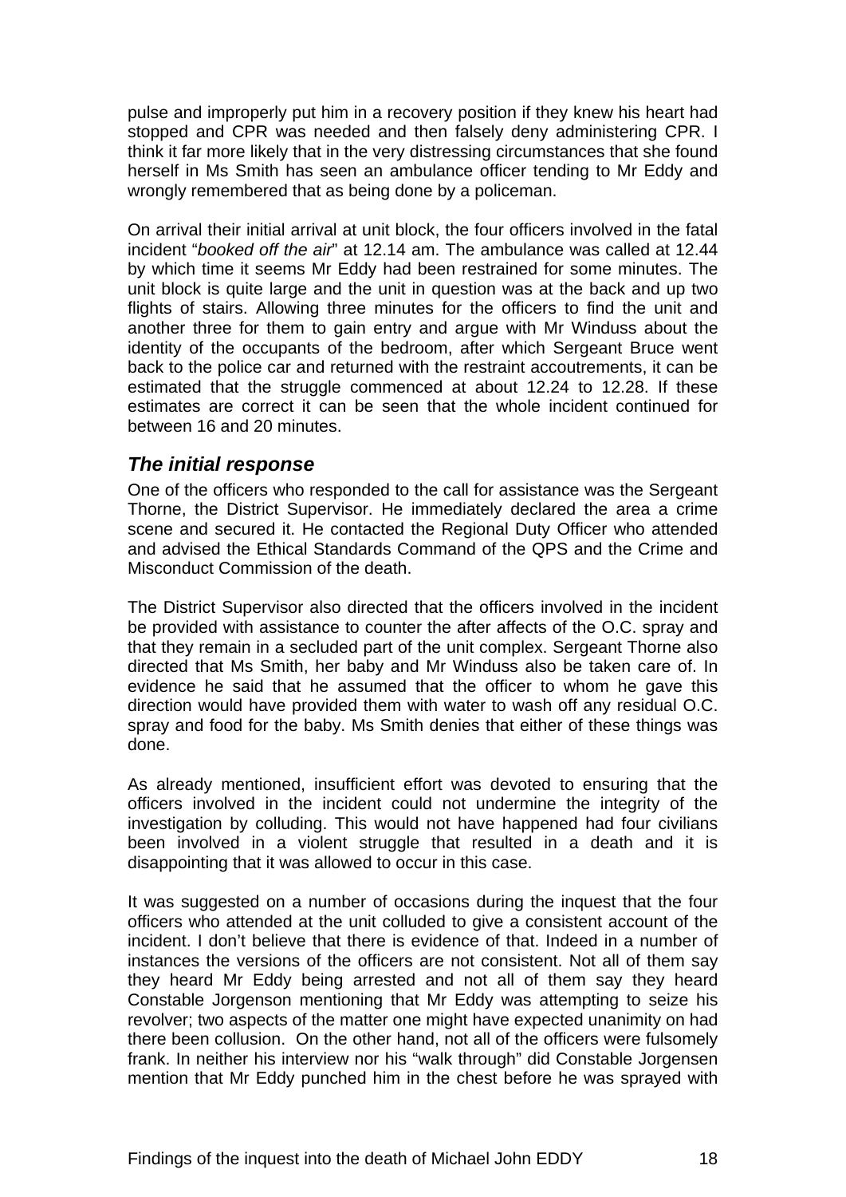pulse and improperly put him in a recovery position if they knew his heart had stopped and CPR was needed and then falsely deny administering CPR. I think it far more likely that in the very distressing circumstances that she found herself in Ms Smith has seen an ambulance officer tending to Mr Eddy and wrongly remembered that as being done by a policeman.

On arrival their initial arrival at unit block, the four officers involved in the fatal incident "*booked off the air*" at 12.14 am. The ambulance was called at 12.44 by which time it seems Mr Eddy had been restrained for some minutes. The unit block is quite large and the unit in question was at the back and up two flights of stairs. Allowing three minutes for the officers to find the unit and another three for them to gain entry and argue with Mr Winduss about the identity of the occupants of the bedroom, after which Sergeant Bruce went back to the police car and returned with the restraint accoutrements, it can be estimated that the struggle commenced at about 12.24 to 12.28. If these estimates are correct it can be seen that the whole incident continued for between 16 and 20 minutes.

### *The initial response*

One of the officers who responded to the call for assistance was the Sergeant Thorne, the District Supervisor. He immediately declared the area a crime scene and secured it. He contacted the Regional Duty Officer who attended and advised the Ethical Standards Command of the QPS and the Crime and Misconduct Commission of the death.

The District Supervisor also directed that the officers involved in the incident be provided with assistance to counter the after affects of the O.C. spray and that they remain in a secluded part of the unit complex. Sergeant Thorne also directed that Ms Smith, her baby and Mr Winduss also be taken care of. In evidence he said that he assumed that the officer to whom he gave this direction would have provided them with water to wash off any residual O.C. spray and food for the baby. Ms Smith denies that either of these things was done.

As already mentioned, insufficient effort was devoted to ensuring that the officers involved in the incident could not undermine the integrity of the investigation by colluding. This would not have happened had four civilians been involved in a violent struggle that resulted in a death and it is disappointing that it was allowed to occur in this case.

It was suggested on a number of occasions during the inquest that the four officers who attended at the unit colluded to give a consistent account of the incident. I don't believe that there is evidence of that. Indeed in a number of instances the versions of the officers are not consistent. Not all of them say they heard Mr Eddy being arrested and not all of them say they heard Constable Jorgenson mentioning that Mr Eddy was attempting to seize his revolver; two aspects of the matter one might have expected unanimity on had there been collusion. On the other hand, not all of the officers were fulsomely frank. In neither his interview nor his "walk through" did Constable Jorgensen mention that Mr Eddy punched him in the chest before he was sprayed with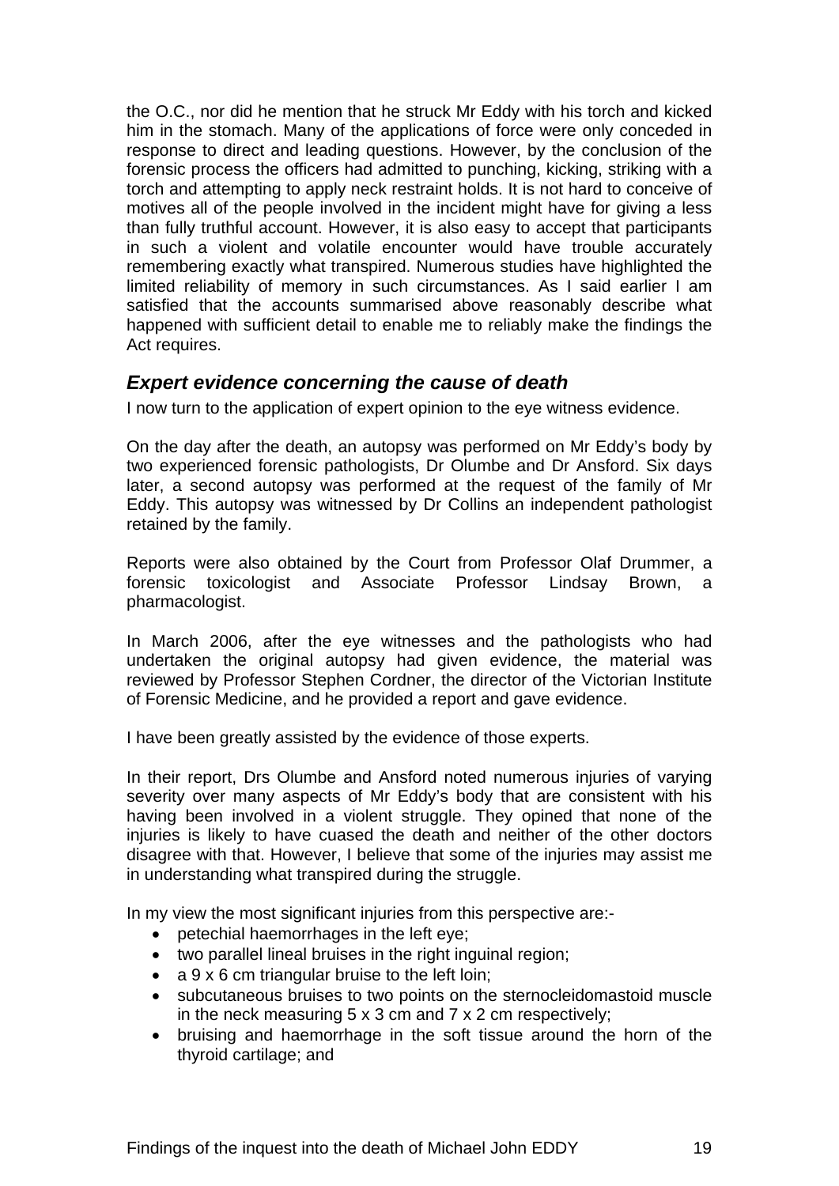the O.C., nor did he mention that he struck Mr Eddy with his torch and kicked him in the stomach. Many of the applications of force were only conceded in response to direct and leading questions. However, by the conclusion of the forensic process the officers had admitted to punching, kicking, striking with a torch and attempting to apply neck restraint holds. It is not hard to conceive of motives all of the people involved in the incident might have for giving a less than fully truthful account. However, it is also easy to accept that participants in such a violent and volatile encounter would have trouble accurately remembering exactly what transpired. Numerous studies have highlighted the limited reliability of memory in such circumstances. As I said earlier I am satisfied that the accounts summarised above reasonably describe what happened with sufficient detail to enable me to reliably make the findings the Act requires.

### *Expert evidence concerning the cause of death*

I now turn to the application of expert opinion to the eye witness evidence.

On the day after the death, an autopsy was performed on Mr Eddy's body by two experienced forensic pathologists, Dr Olumbe and Dr Ansford. Six days later, a second autopsy was performed at the request of the family of Mr Eddy. This autopsy was witnessed by Dr Collins an independent pathologist retained by the family.

Reports were also obtained by the Court from Professor Olaf Drummer, a forensic toxicologist and Associate Professor Lindsay Brown, a pharmacologist.

In March 2006, after the eye witnesses and the pathologists who had undertaken the original autopsy had given evidence, the material was reviewed by Professor Stephen Cordner, the director of the Victorian Institute of Forensic Medicine, and he provided a report and gave evidence.

I have been greatly assisted by the evidence of those experts.

In their report, Drs Olumbe and Ansford noted numerous injuries of varying severity over many aspects of Mr Eddy's body that are consistent with his having been involved in a violent struggle. They opined that none of the injuries is likely to have cuased the death and neither of the other doctors disagree with that. However, I believe that some of the injuries may assist me in understanding what transpired during the struggle.

In my view the most significant injuries from this perspective are:-

- petechial haemorrhages in the left eye;
- two parallel lineal bruises in the right inguinal region;
- a 9 x 6 cm triangular bruise to the left loin;
- subcutaneous bruises to two points on the sternocleidomastoid muscle in the neck measuring 5 x 3 cm and 7 x 2 cm respectively;
- bruising and haemorrhage in the soft tissue around the horn of the thyroid cartilage; and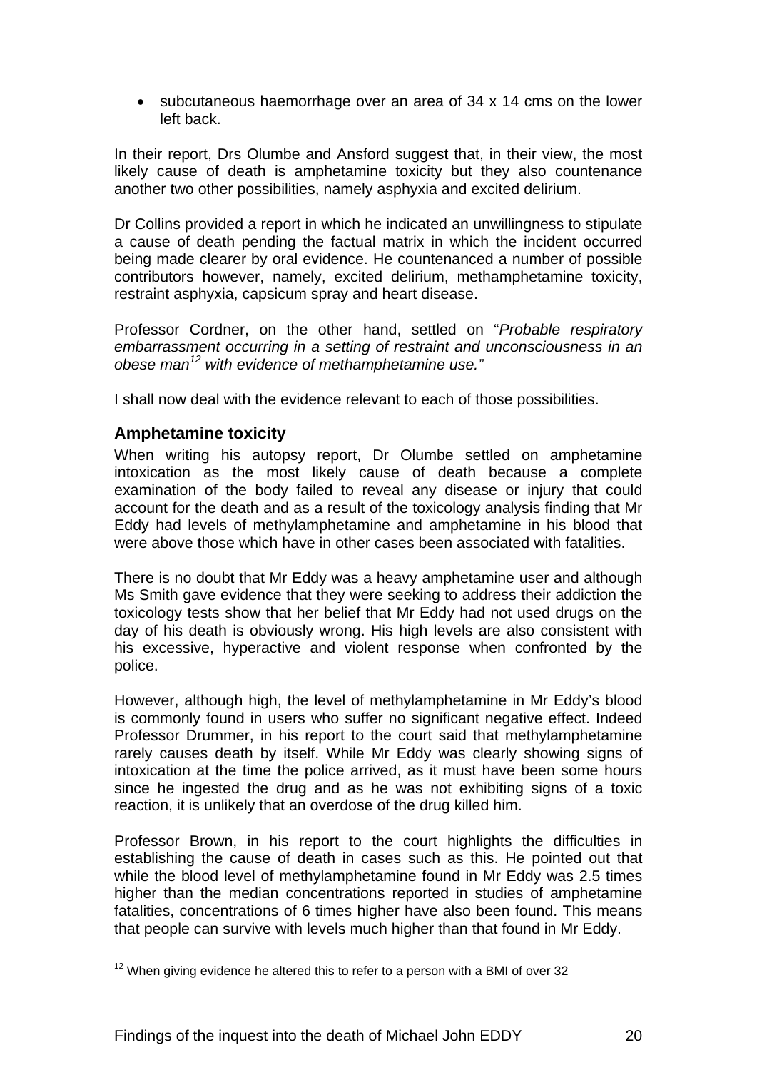- subcutaneous haemorrhage over an area of 34 x 14 cms on the lower left back.

In their report, Drs Olumbe and Ansford suggest that, in their view, the most likely cause of death is amphetamine toxicity but they also countenance another two other possibilities, namely asphyxia and excited delirium.

Dr Collins provided a report in which he indicated an unwillingness to stipulate a cause of death pending the factual matrix in which the incident occurred being made clearer by oral evidence. He countenanced a number of possible contributors however, namely, excited delirium, methamphetamine toxicity, restraint asphyxia, capsicum spray and heart disease.

Professor Cordner, on the other hand, settled on "*Probable respiratory embarrassment occurring in a setting of restraint and unconsciousness in an obese man*[12] *with evidence of methamphetamine use.*"

I shall now deal with the evidence relevant to each of those possibilities.

### Amphetamine toxicity

When writing his autopsy report, Dr Olumbe settled on amphetamine intoxication as the most likely cause of death because a complete examination of the body failed to reveal any disease or injury that could account for the death and as a result of the toxicology analysis finding that Mr Eddy had levels of methylamphetamine and amphetamine in his blood that were above those which have in other cases been associated with fatalities.

There is no doubt that Mr Eddy was a heavy amphetamine user and although Ms Smith gave evidence that they were seeking to address their addiction the toxicology tests show that her belief that Mr Eddy had not used drugs on the day of his death is obviously wrong. His high levels are also consistent with his excessive, hyperactive and violent response when confronted by the police.

However, although high, the level of methylamphetamine in Mr Eddy's blood is commonly found in users who suffer no significant negative effect. Indeed Professor Drummer, in his report to the court said that methylamphetamine rarely causes death by itself. While Mr Eddy was clearly showing signs of intoxication at the time the police arrived, as it must have been some hours since he ingested the drug and as he was not exhibiting signs of a toxic reaction, it is unlikely that an overdose of the drug killed him.

Professor Brown, in his report to the court highlights the difficulties in establishing the cause of death in cases such as this. He pointed out that while the blood level of methylamphetamine found in Mr Eddy was 2.5 times higher than the median concentrations reported in studies of amphetamine fatalities, concentrations of 6 times higher have also been found. This means that people can survive with levels much higher than that found in Mr Eddy.

[12] When giving evidence he altered this to refer to a person with a BMI of over 32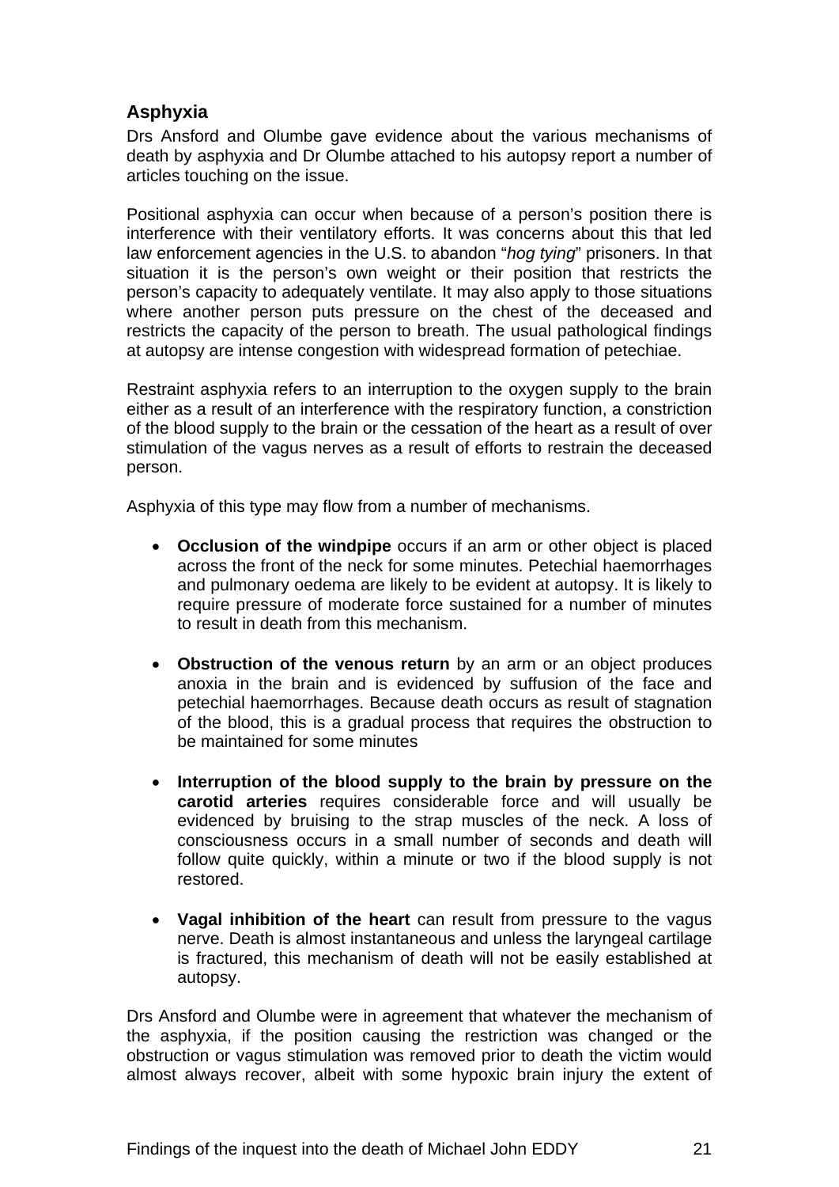## Asphyxia

Drs Ansford and Olumbe gave evidence about the various mechanisms of death by asphyxia and Dr Olumbe attached to his autopsy report a number of articles touching on the issue.

Positional asphyxia can occur when because of a person's position there is interference with their ventilatory efforts. It was concerns about this that led law enforcement agencies in the U.S. to abandon "*hog tying*" prisoners. In that situation it is the person's own weight or their position that restricts the person's capacity to adequately ventilate. It may also apply to those situations where another person puts pressure on the chest of the deceased and restricts the capacity of the person to breath. The usual pathological findings at autopsy are intense congestion with widespread formation of petechiae.

Restraint asphyxia refers to an interruption to the oxygen supply to the brain either as a result of an interference with the respiratory function, a constriction of the blood supply to the brain or the cessation of the heart as a result of over stimulation of the vagus nerves as a result of efforts to restrain the deceased person.

Asphyxia of this type may flow from a number of mechanisms.

- **Occlusion of the windpipe** occurs if an arm or other object is placed across the front of the neck for some minutes. Petechial haemorrhages and pulmonary oedema are likely to be evident at autopsy. It is likely to require pressure of moderate force sustained for a number of minutes to result in death from this mechanism.

- **Obstruction of the venous return** by an arm or an object produces anoxia in the brain and is evidenced by suffusion of the face and petechial haemorrhages. Because death occurs as result of stagnation of the blood, this is a gradual process that requires the obstruction to be maintained for some minutes

- **Interruption of the blood supply to the brain by pressure on the carotid arteries** requires considerable force and will usually be evidenced by bruising to the strap muscles of the neck. A loss of consciousness occurs in a small number of seconds and death will follow quite quickly, within a minute or two if the blood supply is not restored.

- **Vagal inhibition of the heart** can result from pressure to the vagus nerve. Death is almost instantaneous and unless the laryngeal cartilage is fractured, this mechanism of death will not be easily established at autopsy.

Drs Ansford and Olumbe were in agreement that whatever the mechanism of the asphyxia, if the position causing the restriction was changed or the obstruction or vagus stimulation was removed prior to death the victim would almost always recover, albeit with some hypoxic brain injury the extent of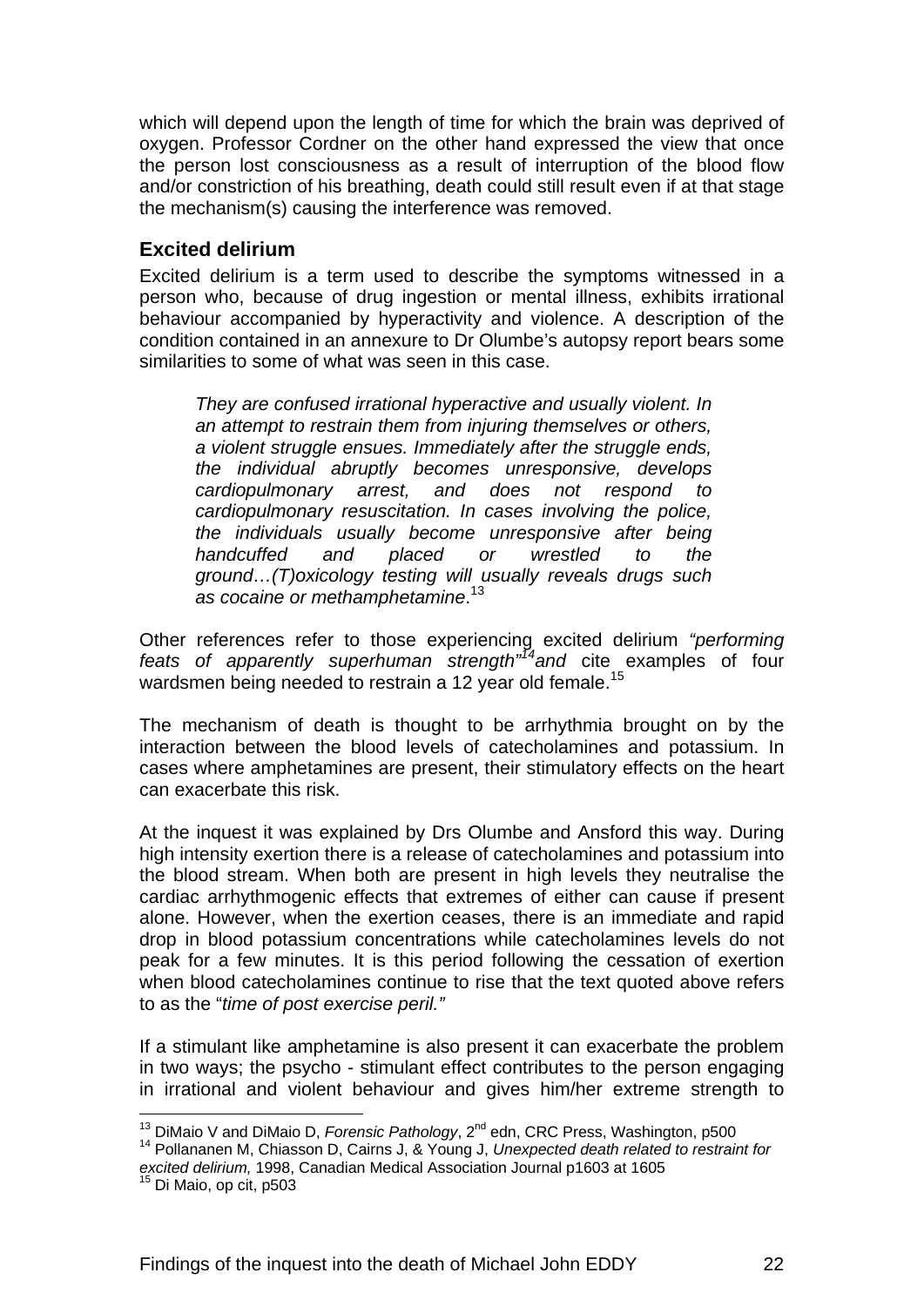which will depend upon the length of time for which the brain was deprived of oxygen. Professor Cordner on the other hand expressed the view that once the person lost consciousness as a result of interruption of the blood flow and/or constriction of his breathing, death could still result even if at that stage the mechanism(s) causing the interference was removed.

### Excited delirium

Excited delirium is a term used to describe the symptoms witnessed in a person who, because of drug ingestion or mental illness, exhibits irrational behaviour accompanied by hyperactivity and violence. A description of the condition contained in an annexure to Dr Olumbe's autopsy report bears some similarities to some of what was seen in this case.

> *They are confused irrational hyperactive and usually violent. In an attempt to restrain them from injuring themselves or others, a violent struggle ensues. Immediately after the struggle ends, the individual abruptly becomes unresponsive, develops cardiopulmonary arrest, and does not respond to cardiopulmonary resuscitation. In cases involving the police, the individuals usually become unresponsive after being handcuffed and placed or wrestled to the ground…(T)oxicology testing will usually reveals drugs such as cocaine or methamphetamine*.[13]

Other references refer to those experiencing excited delirium *"performing feats of apparently superhuman strength"*[14] *and* cite examples of four wardsmen being needed to restrain a 12 year old female.[15]

The mechanism of death is thought to be arrhythmia brought on by the interaction between the blood levels of catecholamines and potassium. In cases where amphetamines are present, their stimulatory effects on the heart can exacerbate this risk.

At the inquest it was explained by Drs Olumbe and Ansford this way. During high intensity exertion there is a release of catecholamines and potassium into the blood stream. When both are present in high levels they neutralise the cardiac arrhythmogenic effects that extremes of either can cause if present alone. However, when the exertion ceases, there is an immediate and rapid drop in blood potassium concentrations while catecholamines levels do not peak for a few minutes. It is this period following the cessation of exertion when blood catecholamines continue to rise that the text quoted above refers to as the "*time of post exercise peril."*

If a stimulant like amphetamine is also present it can exacerbate the problem in two ways; the psycho - stimulant effect contributes to the person engaging in irrational and violent behaviour and gives him/her extreme strength to

---

[13] DiMaio V and DiMaio D, *Forensic Pathology*, 2nd edn, CRC Press, Washington, p500

[14] Pollananen M, Chiasson D, Cairns J, & Young J, *Unexpected death related to restraint for excited delirium,* 1998, Canadian Medical Association Journal p1603 at 1605

[15] Di Maio, op cit, p503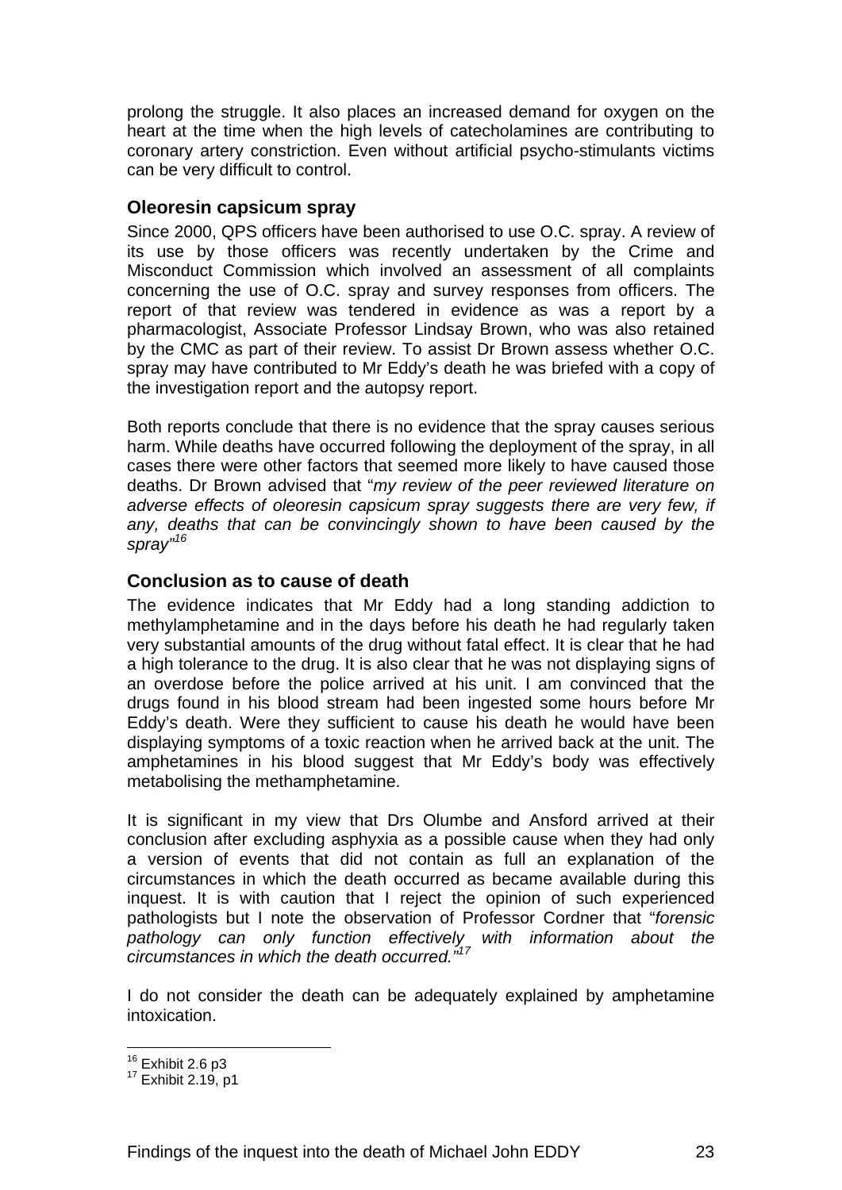prolong the struggle. It also places an increased demand for oxygen on the heart at the time when the high levels of catecholamines are contributing to coronary artery constriction. Even without artificial psycho-stimulants victims can be very difficult to control.

### Oleoresin capsicum spray

Since 2000, QPS officers have been authorised to use O.C. spray. A review of its use by those officers was recently undertaken by the Crime and Misconduct Commission which involved an assessment of all complaints concerning the use of O.C. spray and survey responses from officers. The report of that review was tendered in evidence as was a report by a pharmacologist, Associate Professor Lindsay Brown, who was also retained by the CMC as part of their review. To assist Dr Brown assess whether O.C. spray may have contributed to Mr Eddy's death he was briefed with a copy of the investigation report and the autopsy report.

Both reports conclude that there is no evidence that the spray causes serious harm. While deaths have occurred following the deployment of the spray, in all cases there were other factors that seemed more likely to have caused those deaths. Dr Brown advised that "*my review of the peer reviewed literature on adverse effects of oleoresin capsicum spray suggests there are very few, if any, deaths that can be convincingly shown to have been caused by the spray*"[16]

### Conclusion as to cause of death

The evidence indicates that Mr Eddy had a long standing addiction to methylamphetamine and in the days before his death he had regularly taken very substantial amounts of the drug without fatal effect. It is clear that he had a high tolerance to the drug. It is also clear that he was not displaying signs of an overdose before the police arrived at his unit. I am convinced that the drugs found in his blood stream had been ingested some hours before Mr Eddy's death. Were they sufficient to cause his death he would have been displaying symptoms of a toxic reaction when he arrived back at the unit. The amphetamines in his blood suggest that Mr Eddy's body was effectively metabolising the methamphetamine.

It is significant in my view that Drs Olumbe and Ansford arrived at their conclusion after excluding asphyxia as a possible cause when they had only a version of events that did not contain as full an explanation of the circumstances in which the death occurred as became available during this inquest. It is with caution that I reject the opinion of such experienced pathologists but I note the observation of Professor Cordner that "*forensic pathology can only function effectively with information about the circumstances in which the death occurred.*"[17]

I do not consider the death can be adequately explained by amphetamine intoxication.

---

[16] Exhibit 2.6 p3
[17] Exhibit 2.19, p1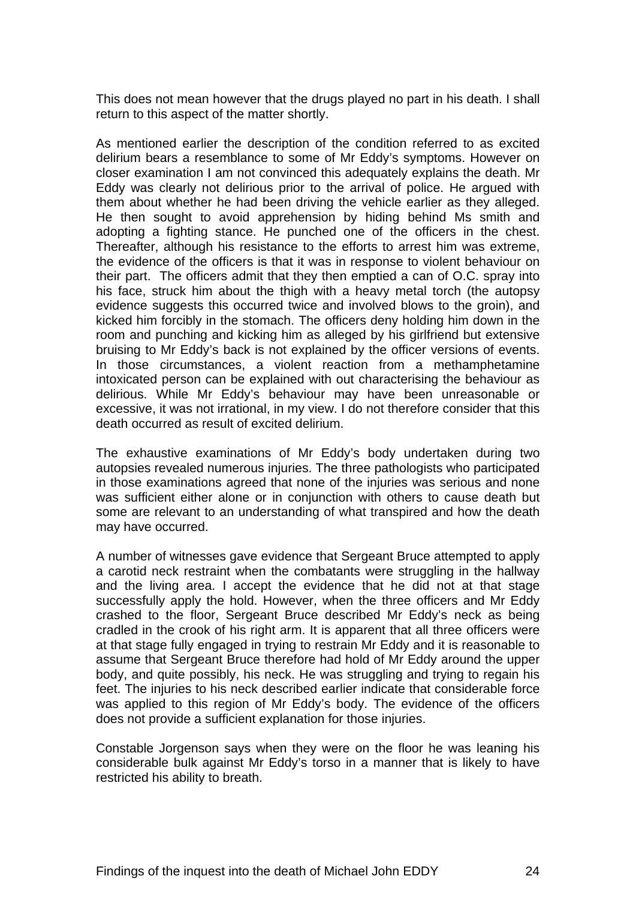This does not mean however that the drugs played no part in his death. I shall return to this aspect of the matter shortly.

As mentioned earlier the description of the condition referred to as excited delirium bears a resemblance to some of Mr Eddy's symptoms. However on closer examination I am not convinced this adequately explains the death. Mr Eddy was clearly not delirious prior to the arrival of police. He argued with them about whether he had been driving the vehicle earlier as they alleged. He then sought to avoid apprehension by hiding behind Ms smith and adopting a fighting stance. He punched one of the officers in the chest. Thereafter, although his resistance to the efforts to arrest him was extreme, the evidence of the officers is that it was in response to violent behaviour on their part. The officers admit that they then emptied a can of O.C. spray into his face, struck him about the thigh with a heavy metal torch (the autopsy evidence suggests this occurred twice and involved blows to the groin), and kicked him forcibly in the stomach. The officers deny holding him down in the room and punching and kicking him as alleged by his girlfriend but extensive bruising to Mr Eddy's back is not explained by the officer versions of events. In those circumstances, a violent reaction from a methamphetamine intoxicated person can be explained with out characterising the behaviour as delirious. While Mr Eddy's behaviour may have been unreasonable or excessive, it was not irrational, in my view. I do not therefore consider that this death occurred as result of excited delirium.

The exhaustive examinations of Mr Eddy's body undertaken during two autopsies revealed numerous injuries. The three pathologists who participated in those examinations agreed that none of the injuries was serious and none was sufficient either alone or in conjunction with others to cause death but some are relevant to an understanding of what transpired and how the death may have occurred.

A number of witnesses gave evidence that Sergeant Bruce attempted to apply a carotid neck restraint when the combatants were struggling in the hallway and the living area. I accept the evidence that he did not at that stage successfully apply the hold. However, when the three officers and Mr Eddy crashed to the floor, Sergeant Bruce described Mr Eddy's neck as being cradled in the crook of his right arm. It is apparent that all three officers were at that stage fully engaged in trying to restrain Mr Eddy and it is reasonable to assume that Sergeant Bruce therefore had hold of Mr Eddy around the upper body, and quite possibly, his neck. He was struggling and trying to regain his feet. The injuries to his neck described earlier indicate that considerable force was applied to this region of Mr Eddy's body. The evidence of the officers does not provide a sufficient explanation for those injuries.

Constable Jorgenson says when they were on the floor he was leaning his considerable bulk against Mr Eddy's torso in a manner that is likely to have restricted his ability to breath.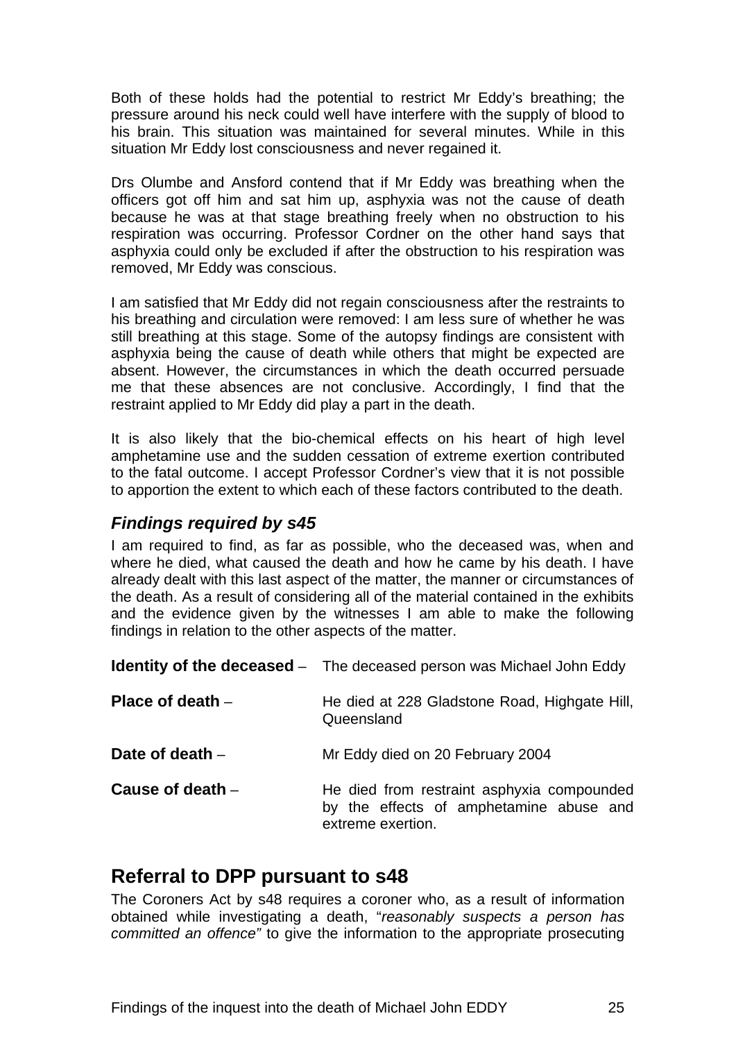Both of these holds had the potential to restrict Mr Eddy's breathing; the pressure around his neck could well have interfere with the supply of blood to his brain. This situation was maintained for several minutes. While in this situation Mr Eddy lost consciousness and never regained it.

Drs Olumbe and Ansford contend that if Mr Eddy was breathing when the officers got off him and sat him up, asphyxia was not the cause of death because he was at that stage breathing freely when no obstruction to his respiration was occurring. Professor Cordner on the other hand says that asphyxia could only be excluded if after the obstruction to his respiration was removed, Mr Eddy was conscious.

I am satisfied that Mr Eddy did not regain consciousness after the restraints to his breathing and circulation were removed: I am less sure of whether he was still breathing at this stage. Some of the autopsy findings are consistent with asphyxia being the cause of death while others that might be expected are absent. However, the circumstances in which the death occurred persuade me that these absences are not conclusive. Accordingly, I find that the restraint applied to Mr Eddy did play a part in the death.

It is also likely that the bio-chemical effects on his heart of high level amphetamine use and the sudden cessation of extreme exertion contributed to the fatal outcome. I accept Professor Cordner's view that it is not possible to apportion the extent to which each of these factors contributed to the death.

### *Findings required by s45*

I am required to find, as far as possible, who the deceased was, when and where he died, what caused the death and how he came by his death. I have already dealt with this last aspect of the matter, the manner or circumstances of the death. As a result of considering all of the material contained in the exhibits and the evidence given by the witnesses I am able to make the following findings in relation to the other aspects of the matter.

**Identity of the deceased** – The deceased person was Michael John Eddy

**Place of death** – He died at 228 Gladstone Road, Highgate Hill, Queensland

**Date of death** – Mr Eddy died on 20 February 2004

**Cause of death** – He died from restraint asphyxia compounded by the effects of amphetamine abuse and extreme exertion.

## Referral to DPP pursuant to s48

The Coroners Act by s48 requires a coroner who, as a result of information obtained while investigating a death, "*reasonably suspects a person has committed an offence"* to give the information to the appropriate prosecuting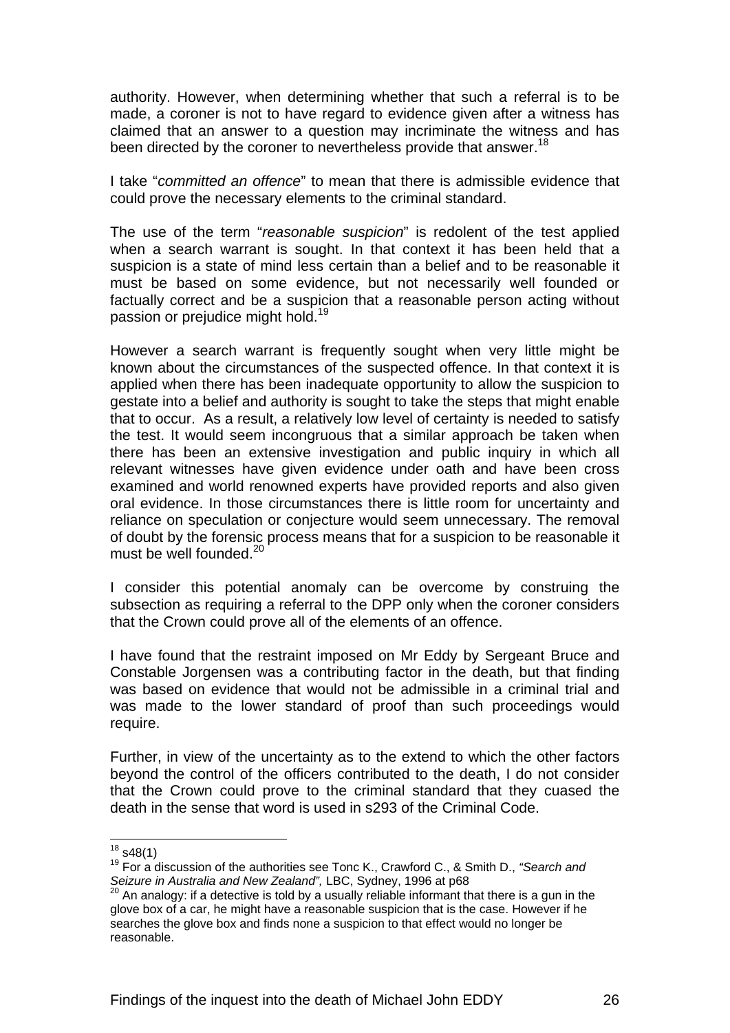authority. However, when determining whether that such a referral is to be made, a coroner is not to have regard to evidence given after a witness has claimed that an answer to a question may incriminate the witness and has been directed by the coroner to nevertheless provide that answer.[18]

I take "*committed an offence*" to mean that there is admissible evidence that could prove the necessary elements to the criminal standard.

The use of the term "*reasonable suspicion*" is redolent of the test applied when a search warrant is sought. In that context it has been held that a suspicion is a state of mind less certain than a belief and to be reasonable it must be based on some evidence, but not necessarily well founded or factually correct and be a suspicion that a reasonable person acting without passion or prejudice might hold.[19]

However a search warrant is frequently sought when very little might be known about the circumstances of the suspected offence. In that context it is applied when there has been inadequate opportunity to allow the suspicion to gestate into a belief and authority is sought to take the steps that might enable that to occur. As a result, a relatively low level of certainty is needed to satisfy the test. It would seem incongruous that a similar approach be taken when there has been an extensive investigation and public inquiry in which all relevant witnesses have given evidence under oath and have been cross examined and world renowned experts have provided reports and also given oral evidence. In those circumstances there is little room for uncertainty and reliance on speculation or conjecture would seem unnecessary. The removal of doubt by the forensic process means that for a suspicion to be reasonable it must be well founded.[20]

I consider this potential anomaly can be overcome by construing the subsection as requiring a referral to the DPP only when the coroner considers that the Crown could prove all of the elements of an offence.

I have found that the restraint imposed on Mr Eddy by Sergeant Bruce and Constable Jorgensen was a contributing factor in the death, but that finding was based on evidence that would not be admissible in a criminal trial and was made to the lower standard of proof than such proceedings would require.

Further, in view of the uncertainty as to the extend to which the other factors beyond the control of the officers contributed to the death, I do not consider that the Crown could prove to the criminal standard that they cuased the death in the sense that word is used in s293 of the Criminal Code.

---

[18] s48(1)

[19] For a discussion of the authorities see Tonc K., Crawford C., & Smith D., *"Search and Seizure in Australia and New Zealand",* LBC, Sydney, 1996 at p68

[20] An analogy: if a detective is told by a usually reliable informant that there is a gun in the glove box of a car, he might have a reasonable suspicion that is the case. However if he searches the glove box and finds none a suspicion to that effect would no longer be reasonable.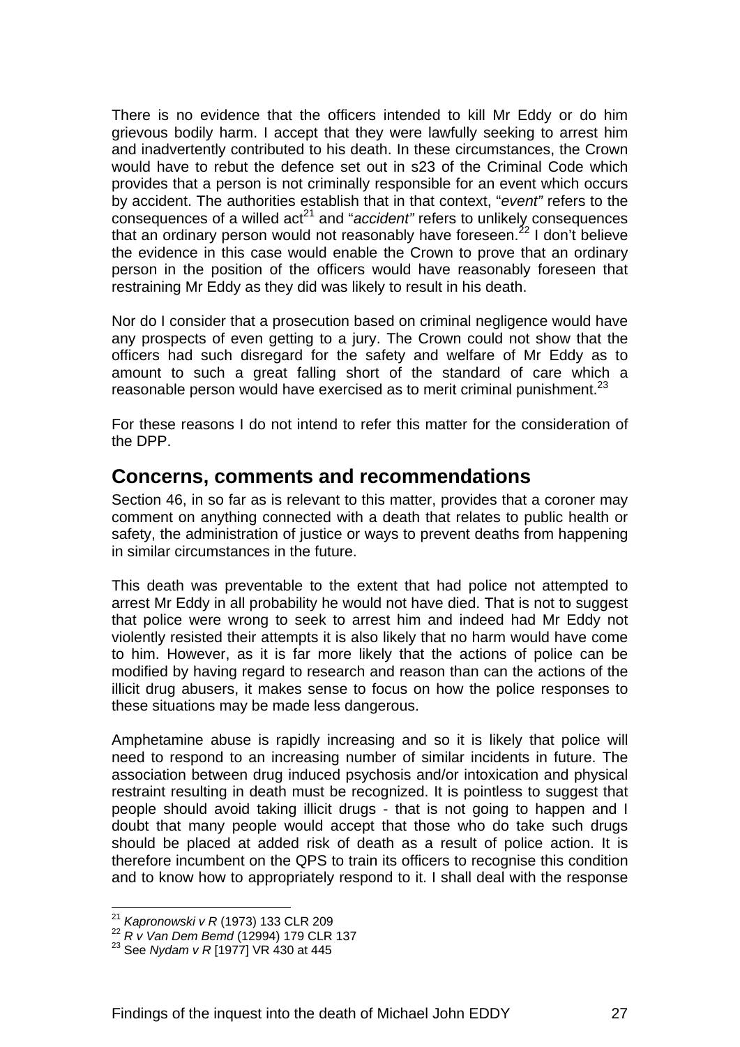There is no evidence that the officers intended to kill Mr Eddy or do him grievous bodily harm. I accept that they were lawfully seeking to arrest him and inadvertently contributed to his death. In these circumstances, the Crown would have to rebut the defence set out in s23 of the Criminal Code which provides that a person is not criminally responsible for an event which occurs by accident. The authorities establish that in that context, "*event"* refers to the consequences of a willed act[21] and "*accident"* refers to unlikely consequences that an ordinary person would not reasonably have foreseen.[22] I don't believe the evidence in this case would enable the Crown to prove that an ordinary person in the position of the officers would have reasonably foreseen that restraining Mr Eddy as they did was likely to result in his death.

Nor do I consider that a prosecution based on criminal negligence would have any prospects of even getting to a jury. The Crown could not show that the officers had such disregard for the safety and welfare of Mr Eddy as to amount to such a great falling short of the standard of care which a reasonable person would have exercised as to merit criminal punishment.[23]

For these reasons I do not intend to refer this matter for the consideration of the DPP.

## Concerns, comments and recommendations

Section 46, in so far as is relevant to this matter, provides that a coroner may comment on anything connected with a death that relates to public health or safety, the administration of justice or ways to prevent deaths from happening in similar circumstances in the future.

This death was preventable to the extent that had police not attempted to arrest Mr Eddy in all probability he would not have died. That is not to suggest that police were wrong to seek to arrest him and indeed had Mr Eddy not violently resisted their attempts it is also likely that no harm would have come to him. However, as it is far more likely that the actions of police can be modified by having regard to research and reason than can the actions of the illicit drug abusers, it makes sense to focus on how the police responses to these situations may be made less dangerous.

Amphetamine abuse is rapidly increasing and so it is likely that police will need to respond to an increasing number of similar incidents in future. The association between drug induced psychosis and/or intoxication and physical restraint resulting in death must be recognized. It is pointless to suggest that people should avoid taking illicit drugs - that is not going to happen and I doubt that many people would accept that those who do take such drugs should be placed at added risk of death as a result of police action. It is therefore incumbent on the QPS to train its officers to recognise this condition and to know how to appropriately respond to it. I shall deal with the response

---

[21] *Kapronowski v R* (1973) 133 CLR 209

[22] *R v Van Dem Bemd* (12994) 179 CLR 137

[23] See *Nydam v R* [1977] VR 430 at 445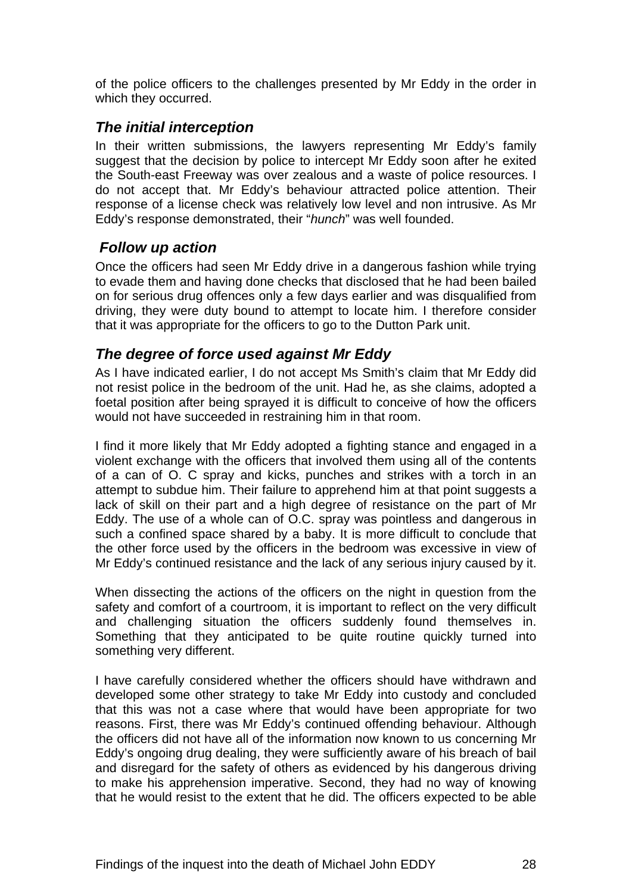of the police officers to the challenges presented by Mr Eddy in the order in which they occurred.

### *The initial interception*

In their written submissions, the lawyers representing Mr Eddy's family suggest that the decision by police to intercept Mr Eddy soon after he exited the South-east Freeway was over zealous and a waste of police resources. I do not accept that. Mr Eddy's behaviour attracted police attention. Their response of a license check was relatively low level and non intrusive. As Mr Eddy's response demonstrated, their "*hunch*" was well founded.

### *Follow up action*

Once the officers had seen Mr Eddy drive in a dangerous fashion while trying to evade them and having done checks that disclosed that he had been bailed on for serious drug offences only a few days earlier and was disqualified from driving, they were duty bound to attempt to locate him. I therefore consider that it was appropriate for the officers to go to the Dutton Park unit.

### *The degree of force used against Mr Eddy*

As I have indicated earlier, I do not accept Ms Smith's claim that Mr Eddy did not resist police in the bedroom of the unit. Had he, as she claims, adopted a foetal position after being sprayed it is difficult to conceive of how the officers would not have succeeded in restraining him in that room.

I find it more likely that Mr Eddy adopted a fighting stance and engaged in a violent exchange with the officers that involved them using all of the contents of a can of O. C spray and kicks, punches and strikes with a torch in an attempt to subdue him. Their failure to apprehend him at that point suggests a lack of skill on their part and a high degree of resistance on the part of Mr Eddy. The use of a whole can of O.C. spray was pointless and dangerous in such a confined space shared by a baby. It is more difficult to conclude that the other force used by the officers in the bedroom was excessive in view of Mr Eddy's continued resistance and the lack of any serious injury caused by it.

When dissecting the actions of the officers on the night in question from the safety and comfort of a courtroom, it is important to reflect on the very difficult and challenging situation the officers suddenly found themselves in. Something that they anticipated to be quite routine quickly turned into something very different.

I have carefully considered whether the officers should have withdrawn and developed some other strategy to take Mr Eddy into custody and concluded that this was not a case where that would have been appropriate for two reasons. First, there was Mr Eddy's continued offending behaviour. Although the officers did not have all of the information now known to us concerning Mr Eddy's ongoing drug dealing, they were sufficiently aware of his breach of bail and disregard for the safety of others as evidenced by his dangerous driving to make his apprehension imperative. Second, they had no way of knowing that he would resist to the extent that he did. The officers expected to be able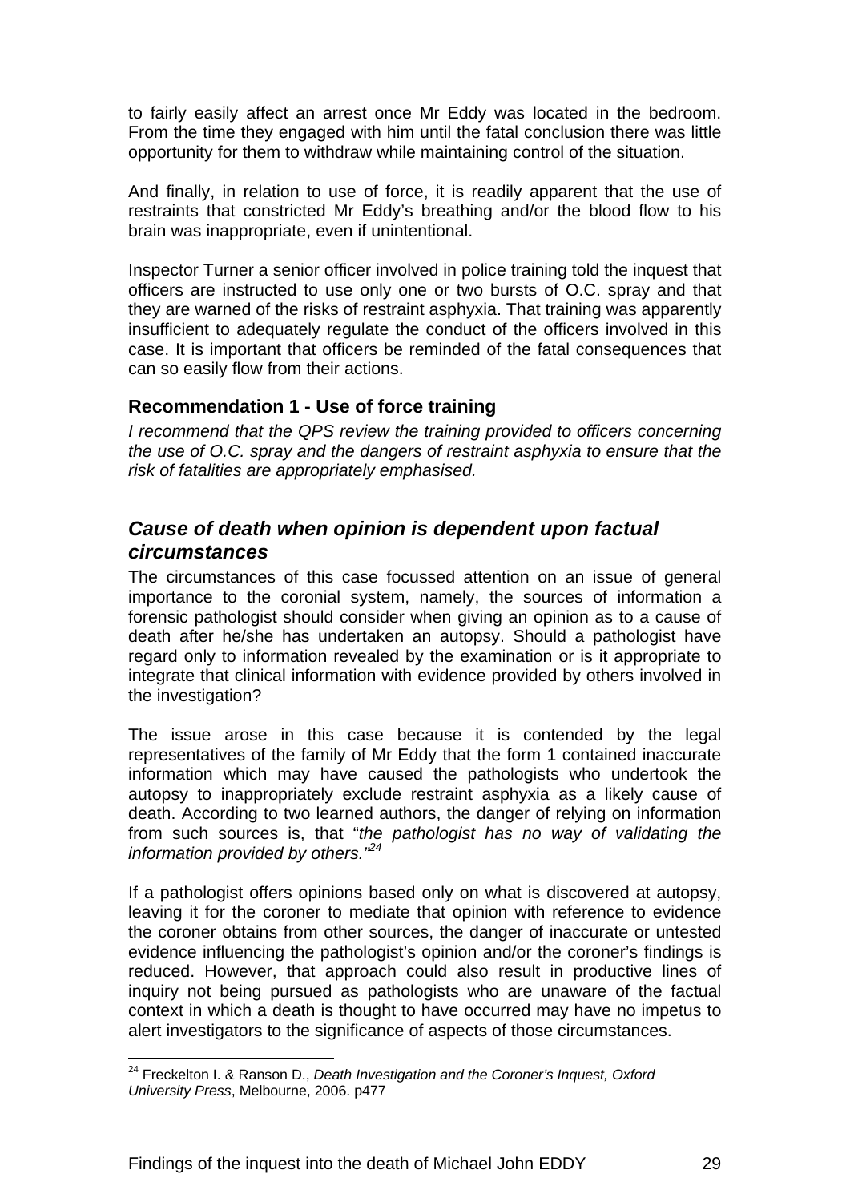to fairly easily affect an arrest once Mr Eddy was located in the bedroom. From the time they engaged with him until the fatal conclusion there was little opportunity for them to withdraw while maintaining control of the situation.

And finally, in relation to use of force, it is readily apparent that the use of restraints that constricted Mr Eddy's breathing and/or the blood flow to his brain was inappropriate, even if unintentional.

Inspector Turner a senior officer involved in police training told the inquest that officers are instructed to use only one or two bursts of O.C. spray and that they are warned of the risks of restraint asphyxia. That training was apparently insufficient to adequately regulate the conduct of the officers involved in this case. It is important that officers be reminded of the fatal consequences that can so easily flow from their actions.

### Recommendation 1 - Use of force training

*I recommend that the QPS review the training provided to officers concerning the use of O.C. spray and the dangers of restraint asphyxia to ensure that the risk of fatalities are appropriately emphasised.*

## *Cause of death when opinion is dependent upon factual circumstances*

The circumstances of this case focussed attention on an issue of general importance to the coronial system, namely, the sources of information a forensic pathologist should consider when giving an opinion as to a cause of death after he/she has undertaken an autopsy. Should a pathologist have regard only to information revealed by the examination or is it appropriate to integrate that clinical information with evidence provided by others involved in the investigation?

The issue arose in this case because it is contended by the legal representatives of the family of Mr Eddy that the form 1 contained inaccurate information which may have caused the pathologists who undertook the autopsy to inappropriately exclude restraint asphyxia as a likely cause of death. According to two learned authors, the danger of relying on information from such sources is, that "*the pathologist has no way of validating the information provided by others.*"[24]

If a pathologist offers opinions based only on what is discovered at autopsy, leaving it for the coroner to mediate that opinion with reference to evidence the coroner obtains from other sources, the danger of inaccurate or untested evidence influencing the pathologist's opinion and/or the coroner's findings is reduced. However, that approach could also result in productive lines of inquiry not being pursued as pathologists who are unaware of the factual context in which a death is thought to have occurred may have no impetus to alert investigators to the significance of aspects of those circumstances.

---

[24] Freckelton I. & Ranson D., *Death Investigation and the Coroner's Inquest, Oxford University Press*, Melbourne, 2006. p477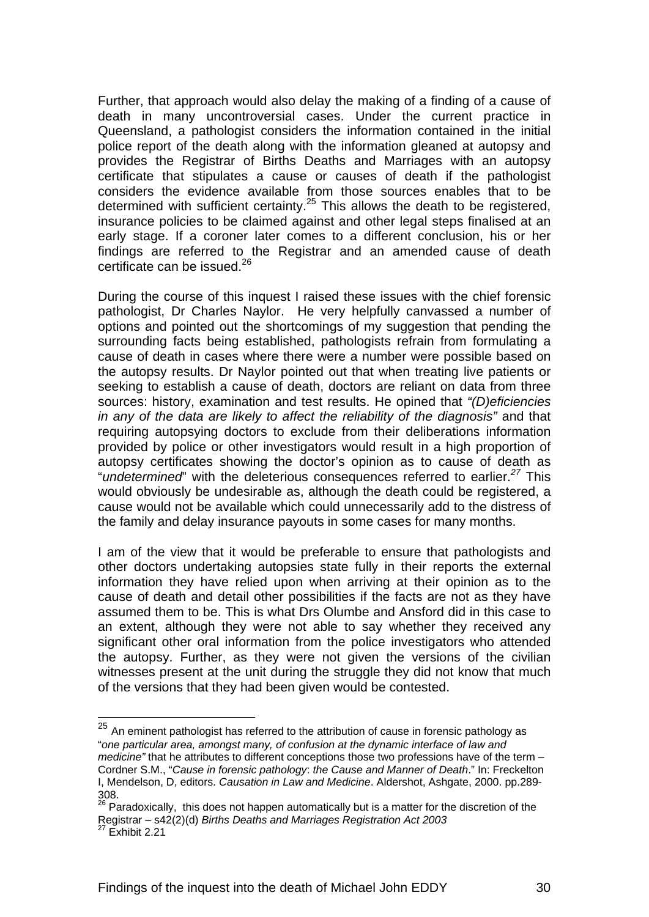Further, that approach would also delay the making of a finding of a cause of death in many uncontroversial cases. Under the current practice in Queensland, a pathologist considers the information contained in the initial police report of the death along with the information gleaned at autopsy and provides the Registrar of Births Deaths and Marriages with an autopsy certificate that stipulates a cause or causes of death if the pathologist considers the evidence available from those sources enables that to be determined with sufficient certainty.[25] This allows the death to be registered, insurance policies to be claimed against and other legal steps finalised at an early stage. If a coroner later comes to a different conclusion, his or her findings are referred to the Registrar and an amended cause of death certificate can be issued.[26]

During the course of this inquest I raised these issues with the chief forensic pathologist, Dr Charles Naylor. He very helpfully canvassed a number of options and pointed out the shortcomings of my suggestion that pending the surrounding facts being established, pathologists refrain from formulating a cause of death in cases where there were a number were possible based on the autopsy results. Dr Naylor pointed out that when treating live patients or seeking to establish a cause of death, doctors are reliant on data from three sources: history, examination and test results. He opined that *"(D)eficiencies in any of the data are likely to affect the reliability of the diagnosis"* and that requiring autopsying doctors to exclude from their deliberations information provided by police or other investigators would result in a high proportion of autopsy certificates showing the doctor's opinion as to cause of death as "*undetermined*" with the deleterious consequences referred to earlier.[27] This would obviously be undesirable as, although the death could be registered, a cause would not be available which could unnecessarily add to the distress of the family and delay insurance payouts in some cases for many months.

I am of the view that it would be preferable to ensure that pathologists and other doctors undertaking autopsies state fully in their reports the external information they have relied upon when arriving at their opinion as to the cause of death and detail other possibilities if the facts are not as they have assumed them to be. This is what Drs Olumbe and Ansford did in this case to an extent, although they were not able to say whether they received any significant other oral information from the police investigators who attended the autopsy. Further, as they were not given the versions of the civilian witnesses present at the unit during the struggle they did not know that much of the versions that they had been given would be contested.

---

[25] An eminent pathologist has referred to the attribution of cause in forensic pathology as "*one particular area, amongst many, of confusion at the dynamic interface of law and medicine"* that he attributes to different conceptions those two professions have of the term – Cordner S.M., "*Cause in forensic pathology*: *the Cause and Manner of Death*." In: Freckelton I, Mendelson, D, editors. *Causation in Law and Medicine*. Aldershot, Ashgate, 2000. pp.289-308.

[26] Paradoxically, this does not happen automatically but is a matter for the discretion of the Registrar – s42(2)(d) *Births Deaths and Marriages Registration Act 2003*

[27] Exhibit 2.21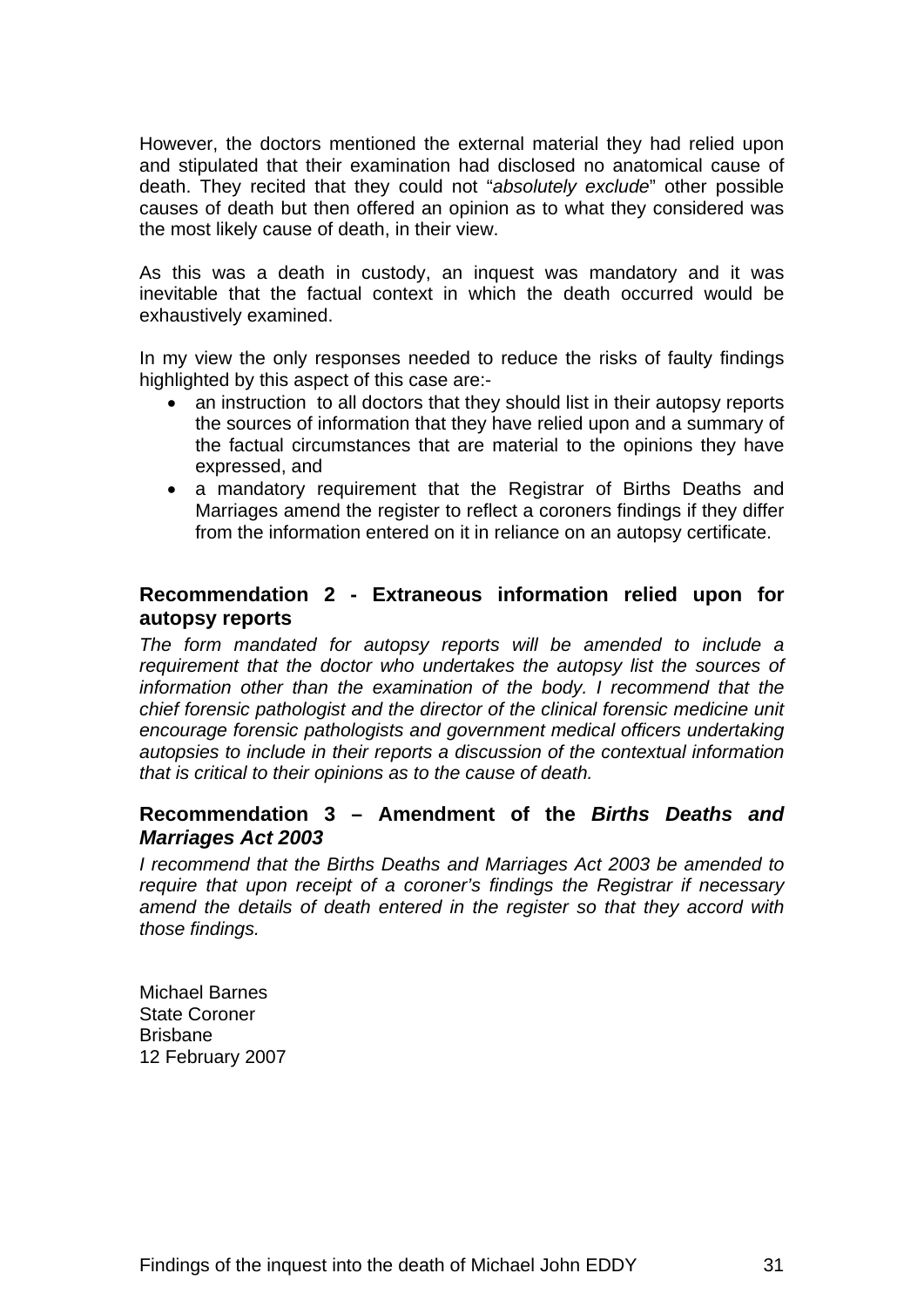However, the doctors mentioned the external material they had relied upon and stipulated that their examination had disclosed no anatomical cause of death. They recited that they could not "*absolutely exclude*" other possible causes of death but then offered an opinion as to what they considered was the most likely cause of death, in their view.

As this was a death in custody, an inquest was mandatory and it was inevitable that the factual context in which the death occurred would be exhaustively examined.

In my view the only responses needed to reduce the risks of faulty findings highlighted by this aspect of this case are:-

- an instruction to all doctors that they should list in their autopsy reports the sources of information that they have relied upon and a summary of the factual circumstances that are material to the opinions they have expressed, and
- a mandatory requirement that the Registrar of Births Deaths and Marriages amend the register to reflect a coroners findings if they differ from the information entered on it in reliance on an autopsy certificate.

### Recommendation 2 - Extraneous information relied upon for autopsy reports

*The form mandated for autopsy reports will be amended to include a requirement that the doctor who undertakes the autopsy list the sources of information other than the examination of the body. I recommend that the chief forensic pathologist and the director of the clinical forensic medicine unit encourage forensic pathologists and government medical officers undertaking autopsies to include in their reports a discussion of the contextual information that is critical to their opinions as to the cause of death.*

### Recommendation 3 – Amendment of the *Births Deaths and Marriages Act 2003*

*I recommend that the Births Deaths and Marriages Act 2003 be amended to require that upon receipt of a coroner's findings the Registrar if necessary amend the details of death entered in the register so that they accord with those findings.*

Michael Barnes
State Coroner
Brisbane
12 February 2007